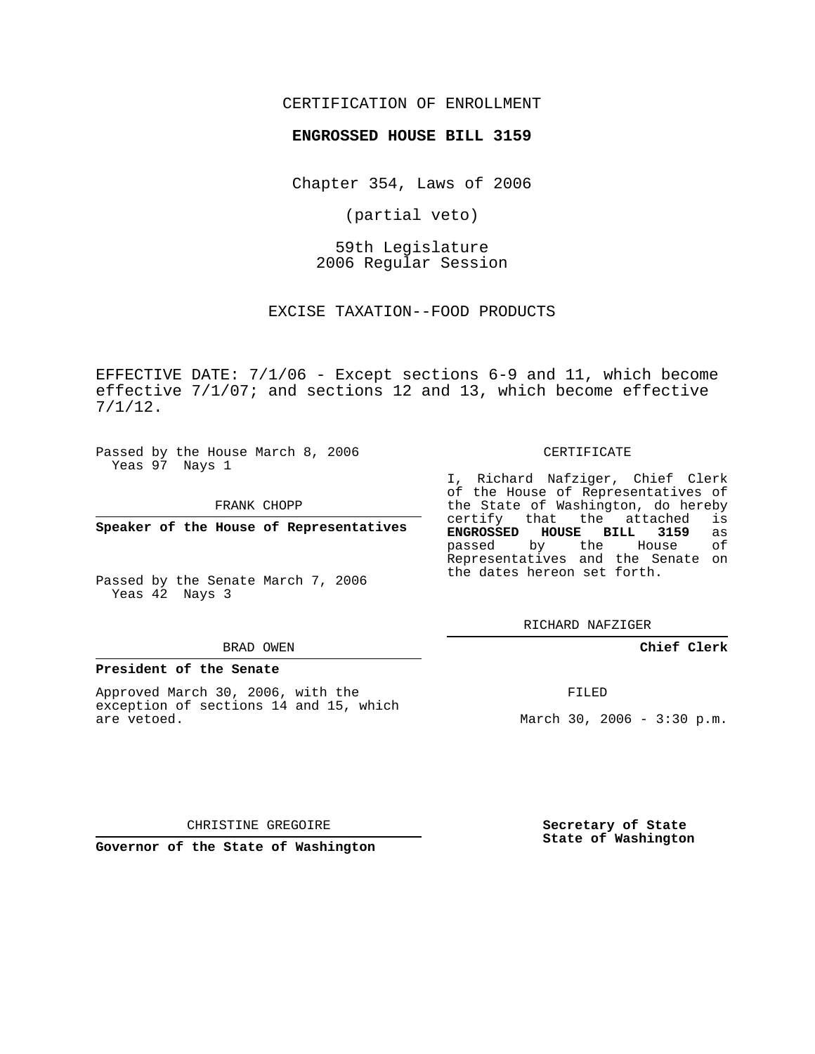CERTIFICATION OF ENROLLMENT

**ENGROSSED HOUSE BILL 3159**

Chapter 354, Laws of 2006

(partial veto)

59th Legislature
2006 Regular Session

EXCISE TAXATION--FOOD PRODUCTS

EFFECTIVE DATE: 7/1/06 - Except sections 6-9 and 11, which become effective 7/1/07; and sections 12 and 13, which become effective 7/1/12.

Passed by the House March 8, 2006
Yeas 97 Nays 1

FRANK CHOPP

**Speaker of the House of Representatives**

Passed by the Senate March 7, 2006
Yeas 42 Nays 3

BRAD OWEN

**President of the Senate**

Approved March 30, 2006, with the exception of sections 14 and 15, which are vetoed.

CHRISTINE GREGOIRE

**Governor of the State of Washington**

CERTIFICATE

I, Richard Nafziger, Chief Clerk of the House of Representatives of the State of Washington, do hereby certify that the attached is **ENGROSSED HOUSE BILL 3159** as passed by the House of Representatives and the Senate on the dates hereon set forth.

RICHARD NAFZIGER

**Chief Clerk**

FILED

March 30, 2006 - 3:30 p.m.

**Secretary of State**
**State of Washington**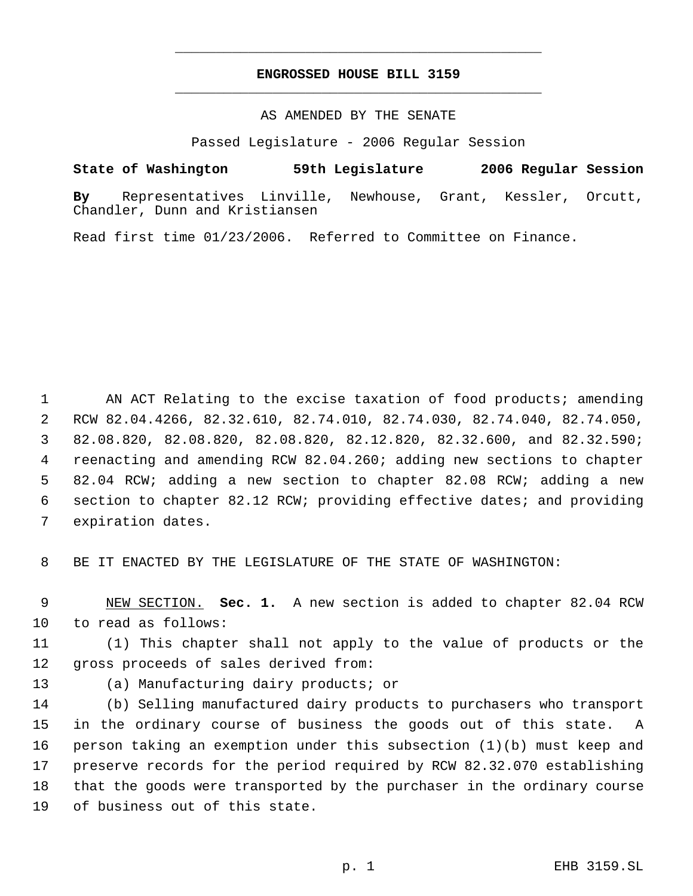# ENGROSSED HOUSE BILL 3159

AS AMENDED BY THE SENATE

Passed Legislature - 2006 Regular Session

**State of Washington 59th Legislature 2006 Regular Session**

**By** Representatives Linville, Newhouse, Grant, Kessler, Orcutt, Chandler, Dunn and Kristiansen

Read first time 01/23/2006. Referred to Committee on Finance.

AN ACT Relating to the excise taxation of food products; amending RCW 82.04.4266, 82.32.610, 82.74.010, 82.74.030, 82.74.040, 82.74.050, 82.08.820, 82.08.820, 82.08.820, 82.12.820, 82.32.600, and 82.32.590; reenacting and amending RCW 82.04.260; adding new sections to chapter 82.04 RCW; adding a new section to chapter 82.08 RCW; adding a new section to chapter 82.12 RCW; providing effective dates; and providing expiration dates.

BE IT ENACTED BY THE LEGISLATURE OF THE STATE OF WASHINGTON:

NEW SECTION. **Sec. 1.** A new section is added to chapter 82.04 RCW to read as follows:

(1) This chapter shall not apply to the value of products or the gross proceeds of sales derived from:

(a) Manufacturing dairy products; or

(b) Selling manufactured dairy products to purchasers who transport in the ordinary course of business the goods out of this state. A person taking an exemption under this subsection (1)(b) must keep and preserve records for the period required by RCW 82.32.070 establishing that the goods were transported by the purchaser in the ordinary course of business out of this state.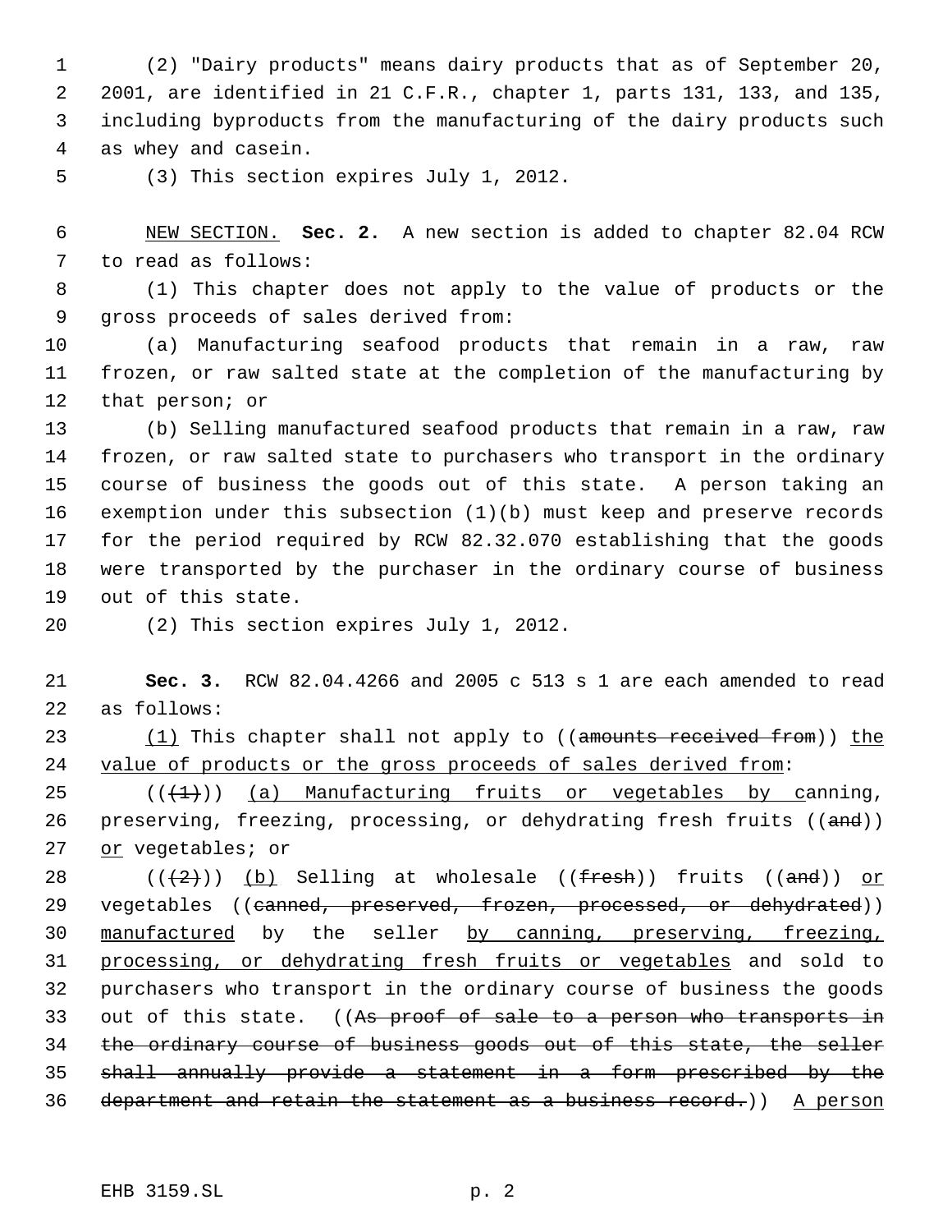(2) "Dairy products" means dairy products that as of September 20, 2001, are identified in 21 C.F.R., chapter 1, parts 131, 133, and 135, including byproducts from the manufacturing of the dairy products such as whey and casein.

(3) This section expires July 1, 2012.

NEW SECTION. **Sec. 2.** A new section is added to chapter 82.04 RCW to read as follows:

(1) This chapter does not apply to the value of products or the gross proceeds of sales derived from:

(a) Manufacturing seafood products that remain in a raw, raw frozen, or raw salted state at the completion of the manufacturing by that person; or

(b) Selling manufactured seafood products that remain in a raw, raw frozen, or raw salted state to purchasers who transport in the ordinary course of business the goods out of this state. A person taking an exemption under this subsection (1)(b) must keep and preserve records for the period required by RCW 82.32.070 establishing that the goods were transported by the purchaser in the ordinary course of business out of this state.

(2) This section expires July 1, 2012.

**Sec. 3.** RCW 82.04.4266 and 2005 c 513 s 1 are each amended to read as follows:

(1) This chapter shall not apply to ((~~amounts received from~~)) the value of products or the gross proceeds of sales derived from:

((~~(1)~~)) (a) Manufacturing fruits or vegetables by canning, preserving, freezing, processing, or dehydrating fresh fruits ((~~and~~)) or vegetables; or

((~~(2)~~)) (b) Selling at wholesale ((~~fresh~~)) fruits ((~~and~~)) or vegetables ((~~canned, preserved, frozen, processed, or dehydrated~~)) manufactured by the seller by canning, preserving, freezing, processing, or dehydrating fresh fruits or vegetables and sold to purchasers who transport in the ordinary course of business the goods out of this state. ((~~As proof of sale to a person who transports in the ordinary course of business goods out of this state, the seller shall annually provide a statement in a form prescribed by the department and retain the statement as a business record.~~)) A person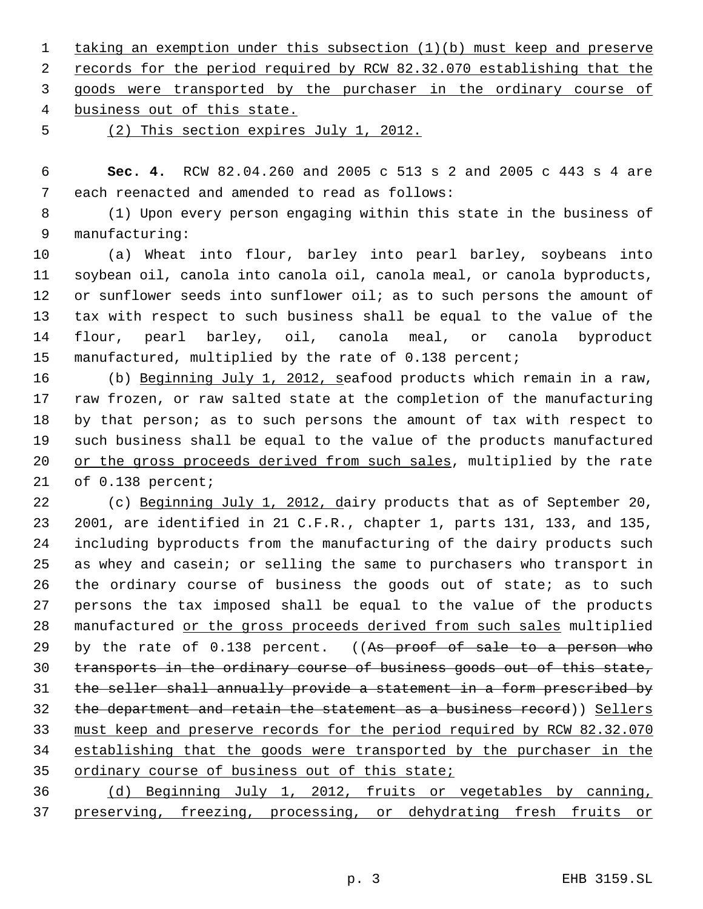taking an exemption under this subsection (1)(b) must keep and preserve records for the period required by RCW 82.32.070 establishing that the goods were transported by the purchaser in the ordinary course of business out of this state.

(2) This section expires July 1, 2012.

**Sec. 4.** RCW 82.04.260 and 2005 c 513 s 2 and 2005 c 443 s 4 are each reenacted and amended to read as follows:

(1) Upon every person engaging within this state in the business of manufacturing:

(a) Wheat into flour, barley into pearl barley, soybeans into soybean oil, canola into canola oil, canola meal, or canola byproducts, or sunflower seeds into sunflower oil; as to such persons the amount of tax with respect to such business shall be equal to the value of the flour, pearl barley, oil, canola meal, or canola byproduct manufactured, multiplied by the rate of 0.138 percent;

(b) Beginning July 1, 2012, seafood products which remain in a raw, raw frozen, or raw salted state at the completion of the manufacturing by that person; as to such persons the amount of tax with respect to such business shall be equal to the value of the products manufactured or the gross proceeds derived from such sales, multiplied by the rate of 0.138 percent;

(c) Beginning July 1, 2012, dairy products that as of September 20, 2001, are identified in 21 C.F.R., chapter 1, parts 131, 133, and 135, including byproducts from the manufacturing of the dairy products such as whey and casein; or selling the same to purchasers who transport in the ordinary course of business the goods out of state; as to such persons the tax imposed shall be equal to the value of the products manufactured or the gross proceeds derived from such sales multiplied by the rate of 0.138 percent. ((~~As proof of sale to a person who transports in the ordinary course of business goods out of this state, the seller shall annually provide a statement in a form prescribed by the department and retain the statement as a business record~~)) Sellers must keep and preserve records for the period required by RCW 82.32.070 establishing that the goods were transported by the purchaser in the ordinary course of business out of this state;

(d) Beginning July 1, 2012, fruits or vegetables by canning, preserving, freezing, processing, or dehydrating fresh fruits or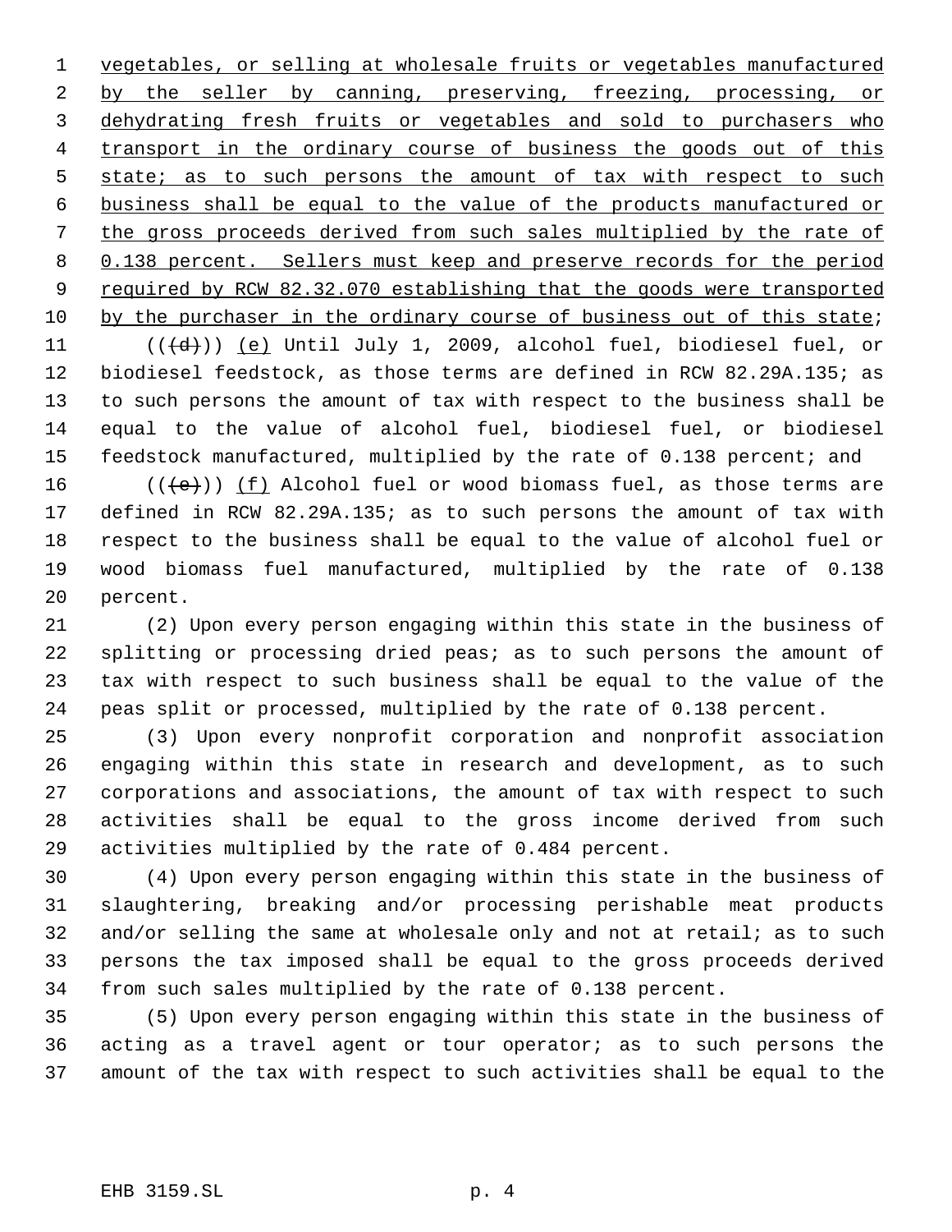vegetables, or selling at wholesale fruits or vegetables manufactured by the seller by canning, preserving, freezing, processing, or dehydrating fresh fruits or vegetables and sold to purchasers who transport in the ordinary course of business the goods out of this state; as to such persons the amount of tax with respect to such business shall be equal to the value of the products manufactured or the gross proceeds derived from such sales multiplied by the rate of 0.138 percent. Sellers must keep and preserve records for the period required by RCW 82.32.070 establishing that the goods were transported by the purchaser in the ordinary course of business out of this state;

((~~(d)~~)) (e) Until July 1, 2009, alcohol fuel, biodiesel fuel, or biodiesel feedstock, as those terms are defined in RCW 82.29A.135; as to such persons the amount of tax with respect to the business shall be equal to the value of alcohol fuel, biodiesel fuel, or biodiesel feedstock manufactured, multiplied by the rate of 0.138 percent; and

((~~(e)~~)) (f) Alcohol fuel or wood biomass fuel, as those terms are defined in RCW 82.29A.135; as to such persons the amount of tax with respect to the business shall be equal to the value of alcohol fuel or wood biomass fuel manufactured, multiplied by the rate of 0.138 percent.

(2) Upon every person engaging within this state in the business of splitting or processing dried peas; as to such persons the amount of tax with respect to such business shall be equal to the value of the peas split or processed, multiplied by the rate of 0.138 percent.

(3) Upon every nonprofit corporation and nonprofit association engaging within this state in research and development, as to such corporations and associations, the amount of tax with respect to such activities shall be equal to the gross income derived from such activities multiplied by the rate of 0.484 percent.

(4) Upon every person engaging within this state in the business of slaughtering, breaking and/or processing perishable meat products and/or selling the same at wholesale only and not at retail; as to such persons the tax imposed shall be equal to the gross proceeds derived from such sales multiplied by the rate of 0.138 percent.

(5) Upon every person engaging within this state in the business of acting as a travel agent or tour operator; as to such persons the amount of the tax with respect to such activities shall be equal to the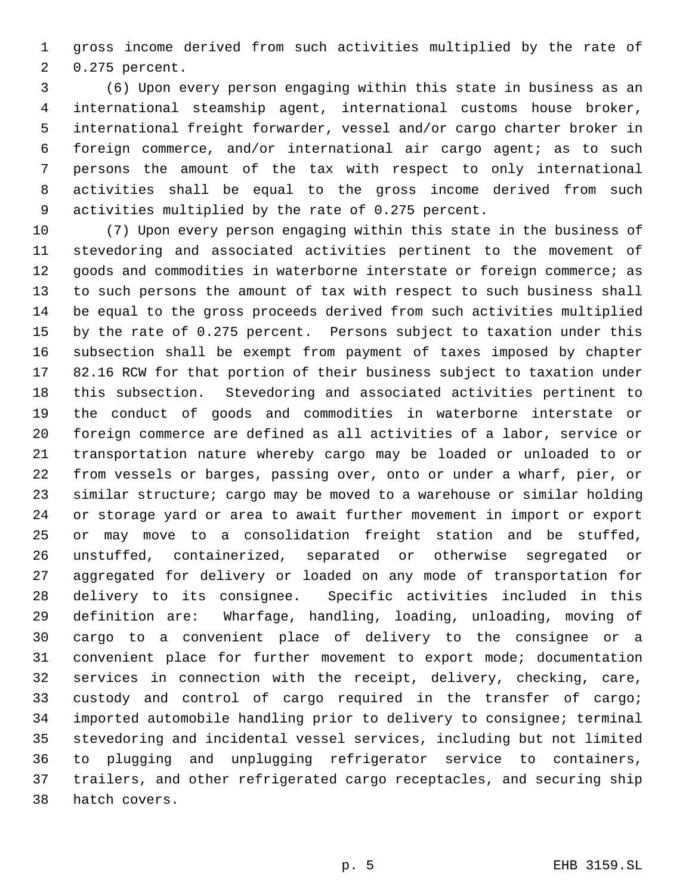gross income derived from such activities multiplied by the rate of 0.275 percent.

(6) Upon every person engaging within this state in business as an international steamship agent, international customs house broker, international freight forwarder, vessel and/or cargo charter broker in foreign commerce, and/or international air cargo agent; as to such persons the amount of the tax with respect to only international activities shall be equal to the gross income derived from such activities multiplied by the rate of 0.275 percent.

(7) Upon every person engaging within this state in the business of stevedoring and associated activities pertinent to the movement of goods and commodities in waterborne interstate or foreign commerce; as to such persons the amount of tax with respect to such business shall be equal to the gross proceeds derived from such activities multiplied by the rate of 0.275 percent. Persons subject to taxation under this subsection shall be exempt from payment of taxes imposed by chapter 82.16 RCW for that portion of their business subject to taxation under this subsection. Stevedoring and associated activities pertinent to the conduct of goods and commodities in waterborne interstate or foreign commerce are defined as all activities of a labor, service or transportation nature whereby cargo may be loaded or unloaded to or from vessels or barges, passing over, onto or under a wharf, pier, or similar structure; cargo may be moved to a warehouse or similar holding or storage yard or area to await further movement in import or export or may move to a consolidation freight station and be stuffed, unstuffed, containerized, separated or otherwise segregated or aggregated for delivery or loaded on any mode of transportation for delivery to its consignee. Specific activities included in this definition are: Wharfage, handling, loading, unloading, moving of cargo to a convenient place of delivery to the consignee or a convenient place for further movement to export mode; documentation services in connection with the receipt, delivery, checking, care, custody and control of cargo required in the transfer of cargo; imported automobile handling prior to delivery to consignee; terminal stevedoring and incidental vessel services, including but not limited to plugging and unplugging refrigerator service to containers, trailers, and other refrigerated cargo receptacles, and securing ship hatch covers.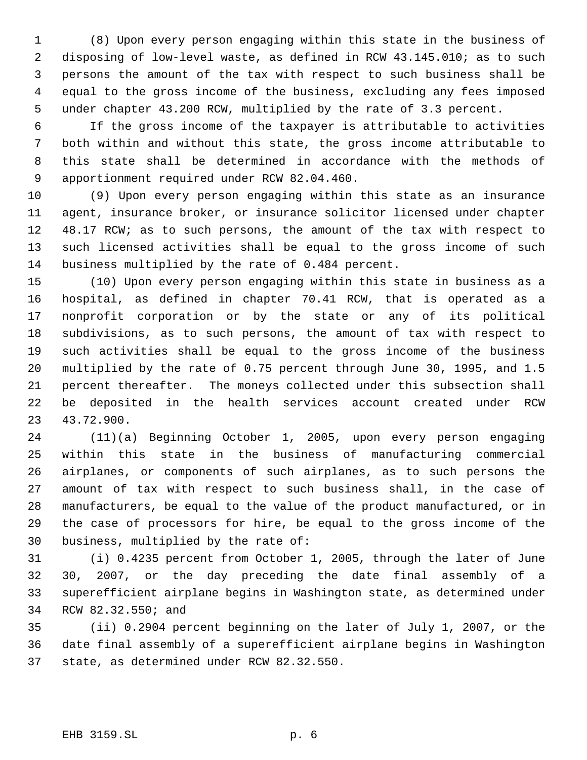(8) Upon every person engaging within this state in the business of disposing of low-level waste, as defined in RCW 43.145.010; as to such persons the amount of the tax with respect to such business shall be equal to the gross income of the business, excluding any fees imposed under chapter 43.200 RCW, multiplied by the rate of 3.3 percent.

If the gross income of the taxpayer is attributable to activities both within and without this state, the gross income attributable to this state shall be determined in accordance with the methods of apportionment required under RCW 82.04.460.

(9) Upon every person engaging within this state as an insurance agent, insurance broker, or insurance solicitor licensed under chapter 48.17 RCW; as to such persons, the amount of the tax with respect to such licensed activities shall be equal to the gross income of such business multiplied by the rate of 0.484 percent.

(10) Upon every person engaging within this state in business as a hospital, as defined in chapter 70.41 RCW, that is operated as a nonprofit corporation or by the state or any of its political subdivisions, as to such persons, the amount of tax with respect to such activities shall be equal to the gross income of the business multiplied by the rate of 0.75 percent through June 30, 1995, and 1.5 percent thereafter. The moneys collected under this subsection shall be deposited in the health services account created under RCW 43.72.900.

(11)(a) Beginning October 1, 2005, upon every person engaging within this state in the business of manufacturing commercial airplanes, or components of such airplanes, as to such persons the amount of tax with respect to such business shall, in the case of manufacturers, be equal to the value of the product manufactured, or in the case of processors for hire, be equal to the gross income of the business, multiplied by the rate of:

(i) 0.4235 percent from October 1, 2005, through the later of June 30, 2007, or the day preceding the date final assembly of a superefficient airplane begins in Washington state, as determined under RCW 82.32.550; and

(ii) 0.2904 percent beginning on the later of July 1, 2007, or the date final assembly of a superefficient airplane begins in Washington state, as determined under RCW 82.32.550.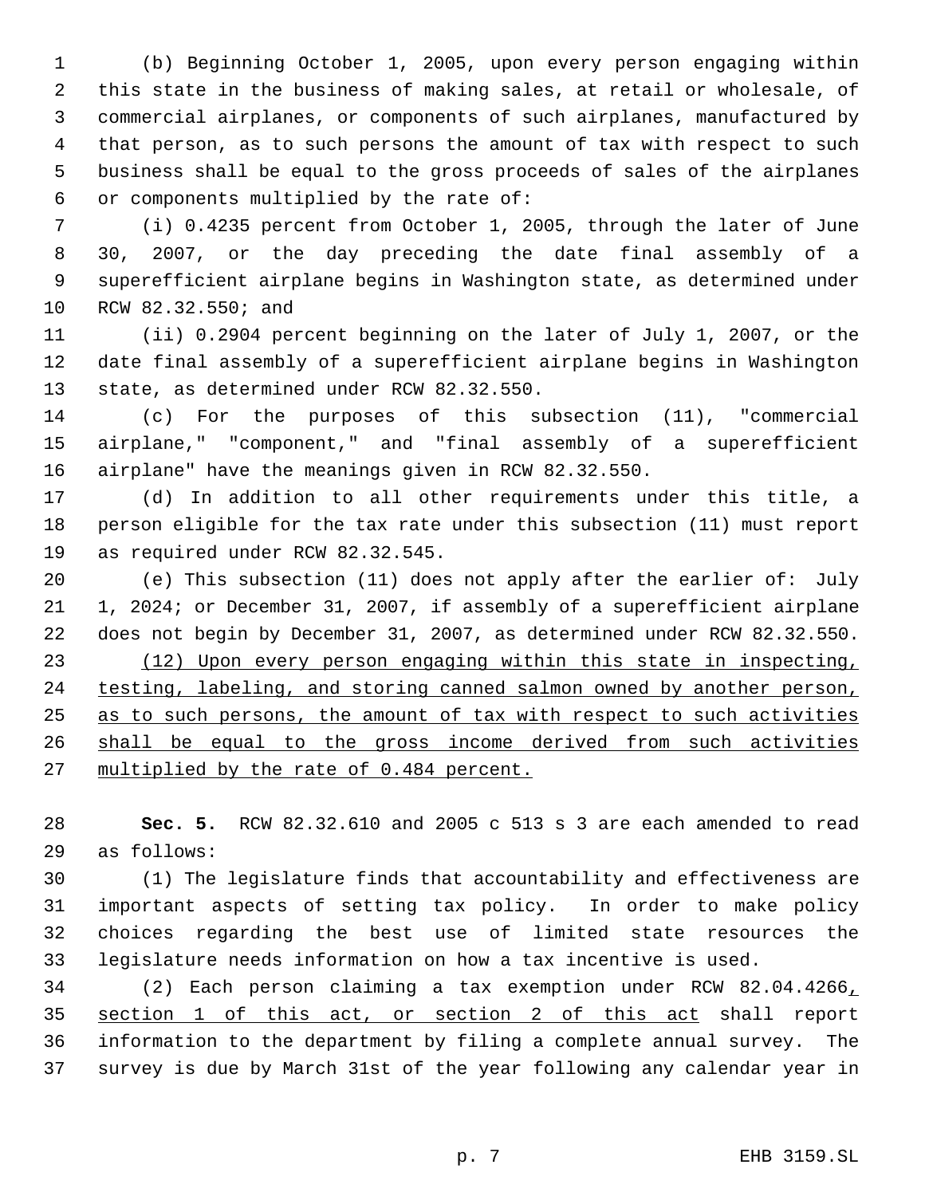(b) Beginning October 1, 2005, upon every person engaging within this state in the business of making sales, at retail or wholesale, of commercial airplanes, or components of such airplanes, manufactured by that person, as to such persons the amount of tax with respect to such business shall be equal to the gross proceeds of sales of the airplanes or components multiplied by the rate of:

(i) 0.4235 percent from October 1, 2005, through the later of June 30, 2007, or the day preceding the date final assembly of a superefficient airplane begins in Washington state, as determined under RCW 82.32.550; and

(ii) 0.2904 percent beginning on the later of July 1, 2007, or the date final assembly of a superefficient airplane begins in Washington state, as determined under RCW 82.32.550.

(c) For the purposes of this subsection (11), "commercial airplane," "component," and "final assembly of a superefficient airplane" have the meanings given in RCW 82.32.550.

(d) In addition to all other requirements under this title, a person eligible for the tax rate under this subsection (11) must report as required under RCW 82.32.545.

(e) This subsection (11) does not apply after the earlier of: July 1, 2024; or December 31, 2007, if assembly of a superefficient airplane does not begin by December 31, 2007, as determined under RCW 82.32.550.

<u>(12) Upon every person engaging within this state in inspecting, testing, labeling, and storing canned salmon owned by another person, as to such persons, the amount of tax with respect to such activities shall be equal to the gross income derived from such activities multiplied by the rate of 0.484 percent.</u>

**Sec. 5.** RCW 82.32.610 and 2005 c 513 s 3 are each amended to read as follows:

(1) The legislature finds that accountability and effectiveness are important aspects of setting tax policy. In order to make policy choices regarding the best use of limited state resources the legislature needs information on how a tax incentive is used.

(2) Each person claiming a tax exemption under RCW 82.04.4266<u>, section 1 of this act, or section 2 of this act</u> shall report information to the department by filing a complete annual survey. The survey is due by March 31st of the year following any calendar year in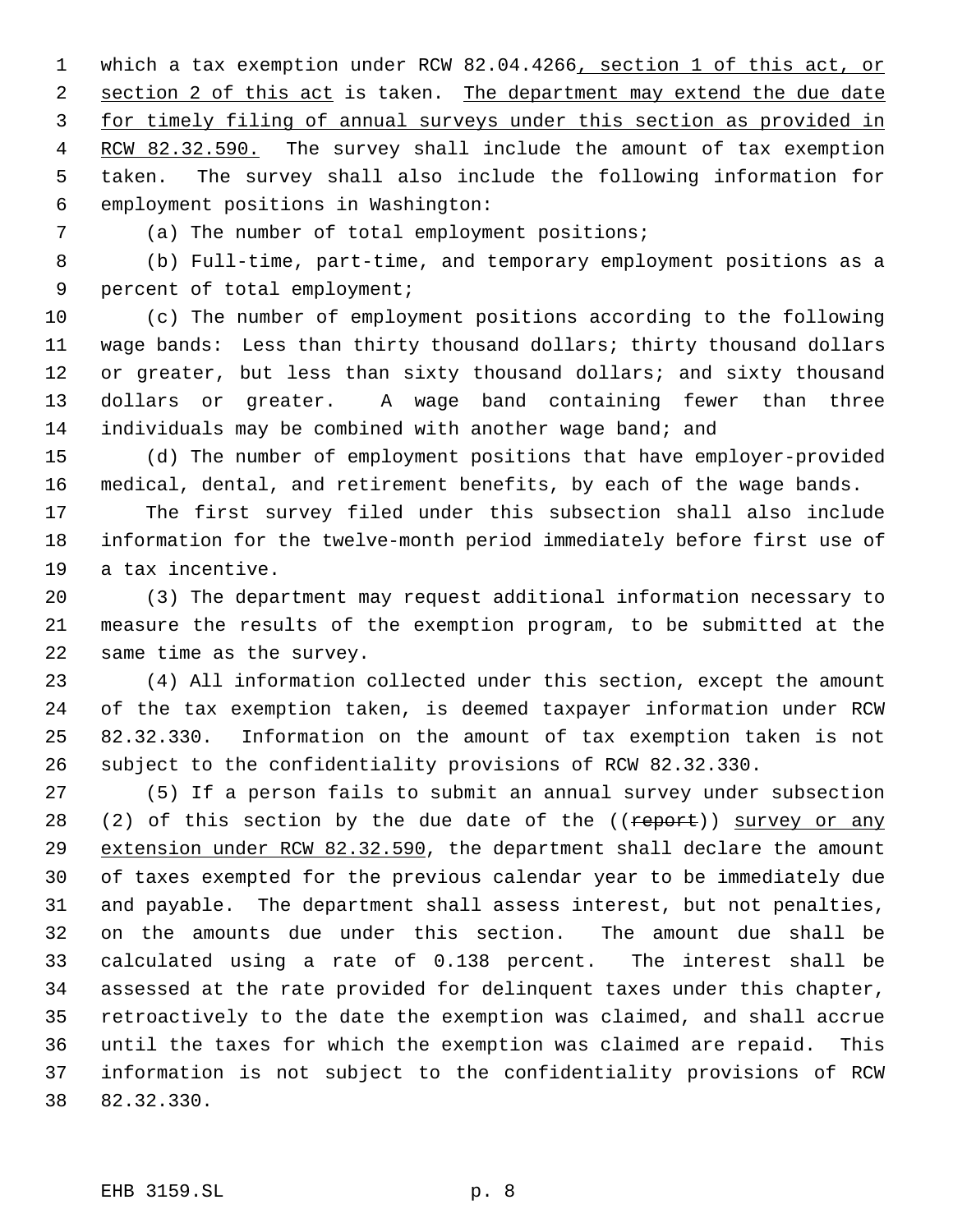which a tax exemption under RCW 82.04.4266, section 1 of this act, or section 2 of this act is taken. The department may extend the due date for timely filing of annual surveys under this section as provided in RCW 82.32.590. The survey shall include the amount of tax exemption taken. The survey shall also include the following information for employment positions in Washington:

(a) The number of total employment positions;

(b) Full-time, part-time, and temporary employment positions as a percent of total employment;

(c) The number of employment positions according to the following wage bands: Less than thirty thousand dollars; thirty thousand dollars or greater, but less than sixty thousand dollars; and sixty thousand dollars or greater. A wage band containing fewer than three individuals may be combined with another wage band; and

(d) The number of employment positions that have employer-provided medical, dental, and retirement benefits, by each of the wage bands.

The first survey filed under this subsection shall also include information for the twelve-month period immediately before first use of a tax incentive.

(3) The department may request additional information necessary to measure the results of the exemption program, to be submitted at the same time as the survey.

(4) All information collected under this section, except the amount of the tax exemption taken, is deemed taxpayer information under RCW 82.32.330. Information on the amount of tax exemption taken is not subject to the confidentiality provisions of RCW 82.32.330.

(5) If a person fails to submit an annual survey under subsection (2) of this section by the due date of the ((~~report~~)) survey or any extension under RCW 82.32.590, the department shall declare the amount of taxes exempted for the previous calendar year to be immediately due and payable. The department shall assess interest, but not penalties, on the amounts due under this section. The amount due shall be calculated using a rate of 0.138 percent. The interest shall be assessed at the rate provided for delinquent taxes under this chapter, retroactively to the date the exemption was claimed, and shall accrue until the taxes for which the exemption was claimed are repaid. This information is not subject to the confidentiality provisions of RCW 82.32.330.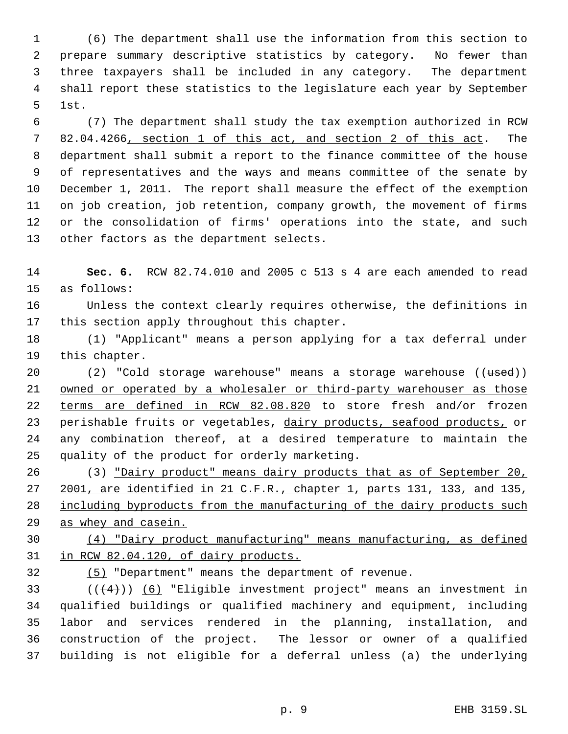(6) The department shall use the information from this section to prepare summary descriptive statistics by category. No fewer than three taxpayers shall be included in any category. The department shall report these statistics to the legislature each year by September 1st.

(7) The department shall study the tax exemption authorized in RCW 82.04.4266, section 1 of this act, and section 2 of this act. The department shall submit a report to the finance committee of the house of representatives and the ways and means committee of the senate by December 1, 2011. The report shall measure the effect of the exemption on job creation, job retention, company growth, the movement of firms or the consolidation of firms' operations into the state, and such other factors as the department selects.

**Sec. 6.** RCW 82.74.010 and 2005 c 513 s 4 are each amended to read as follows:

Unless the context clearly requires otherwise, the definitions in this section apply throughout this chapter.

(1) "Applicant" means a person applying for a tax deferral under this chapter.

(2) "Cold storage warehouse" means a storage warehouse ((used)) owned or operated by a wholesaler or third-party warehouser as those terms are defined in RCW 82.08.820 to store fresh and/or frozen perishable fruits or vegetables, dairy products, seafood products, or any combination thereof, at a desired temperature to maintain the quality of the product for orderly marketing.

(3) "Dairy product" means dairy products that as of September 20, 2001, are identified in 21 C.F.R., chapter 1, parts 131, 133, and 135, including byproducts from the manufacturing of the dairy products such as whey and casein.

(4) "Dairy product manufacturing" means manufacturing, as defined in RCW 82.04.120, of dairy products.

(5) "Department" means the department of revenue.

(((4))) (6) "Eligible investment project" means an investment in qualified buildings or qualified machinery and equipment, including labor and services rendered in the planning, installation, and construction of the project. The lessor or owner of a qualified building is not eligible for a deferral unless (a) the underlying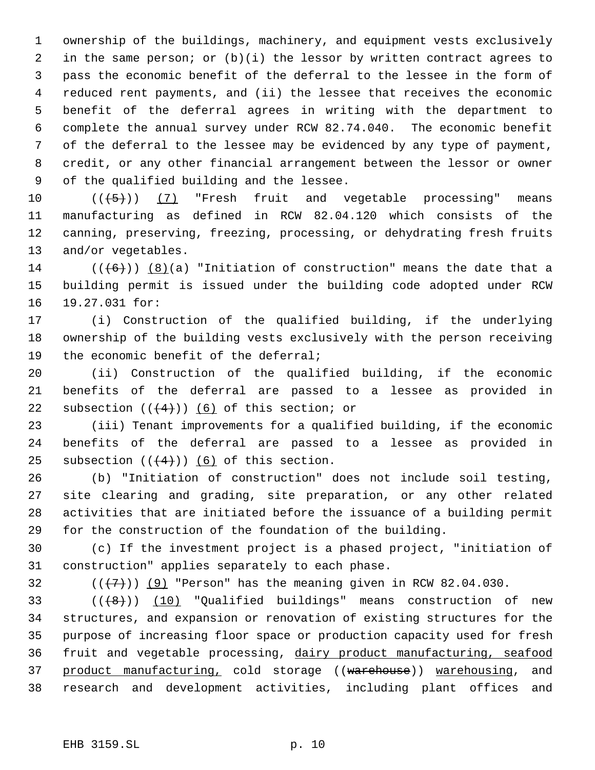ownership of the buildings, machinery, and equipment vests exclusively in the same person; or (b)(i) the lessor by written contract agrees to pass the economic benefit of the deferral to the lessee in the form of reduced rent payments, and (ii) the lessee that receives the economic benefit of the deferral agrees in writing with the department to complete the annual survey under RCW 82.74.040. The economic benefit of the deferral to the lessee may be evidenced by any type of payment, credit, or any other financial arrangement between the lessor or owner of the qualified building and the lessee.

((~~(5)~~)) (7) "Fresh fruit and vegetable processing" means manufacturing as defined in RCW 82.04.120 which consists of the canning, preserving, freezing, processing, or dehydrating fresh fruits and/or vegetables.

((~~(6)~~)) (8)(a) "Initiation of construction" means the date that a building permit is issued under the building code adopted under RCW 19.27.031 for:

(i) Construction of the qualified building, if the underlying ownership of the building vests exclusively with the person receiving the economic benefit of the deferral;

(ii) Construction of the qualified building, if the economic benefits of the deferral are passed to a lessee as provided in subsection ((~~(4)~~)) (6) of this section; or

(iii) Tenant improvements for a qualified building, if the economic benefits of the deferral are passed to a lessee as provided in subsection ((~~(4)~~)) (6) of this section.

(b) "Initiation of construction" does not include soil testing, site clearing and grading, site preparation, or any other related activities that are initiated before the issuance of a building permit for the construction of the foundation of the building.

(c) If the investment project is a phased project, "initiation of construction" applies separately to each phase.

((~~(7)~~)) (9) "Person" has the meaning given in RCW 82.04.030.

((~~(8)~~)) (10) "Qualified buildings" means construction of new structures, and expansion or renovation of existing structures for the purpose of increasing floor space or production capacity used for fresh fruit and vegetable processing, dairy product manufacturing, seafood product manufacturing, cold storage ((~~warehouse~~)) warehousing, and research and development activities, including plant offices and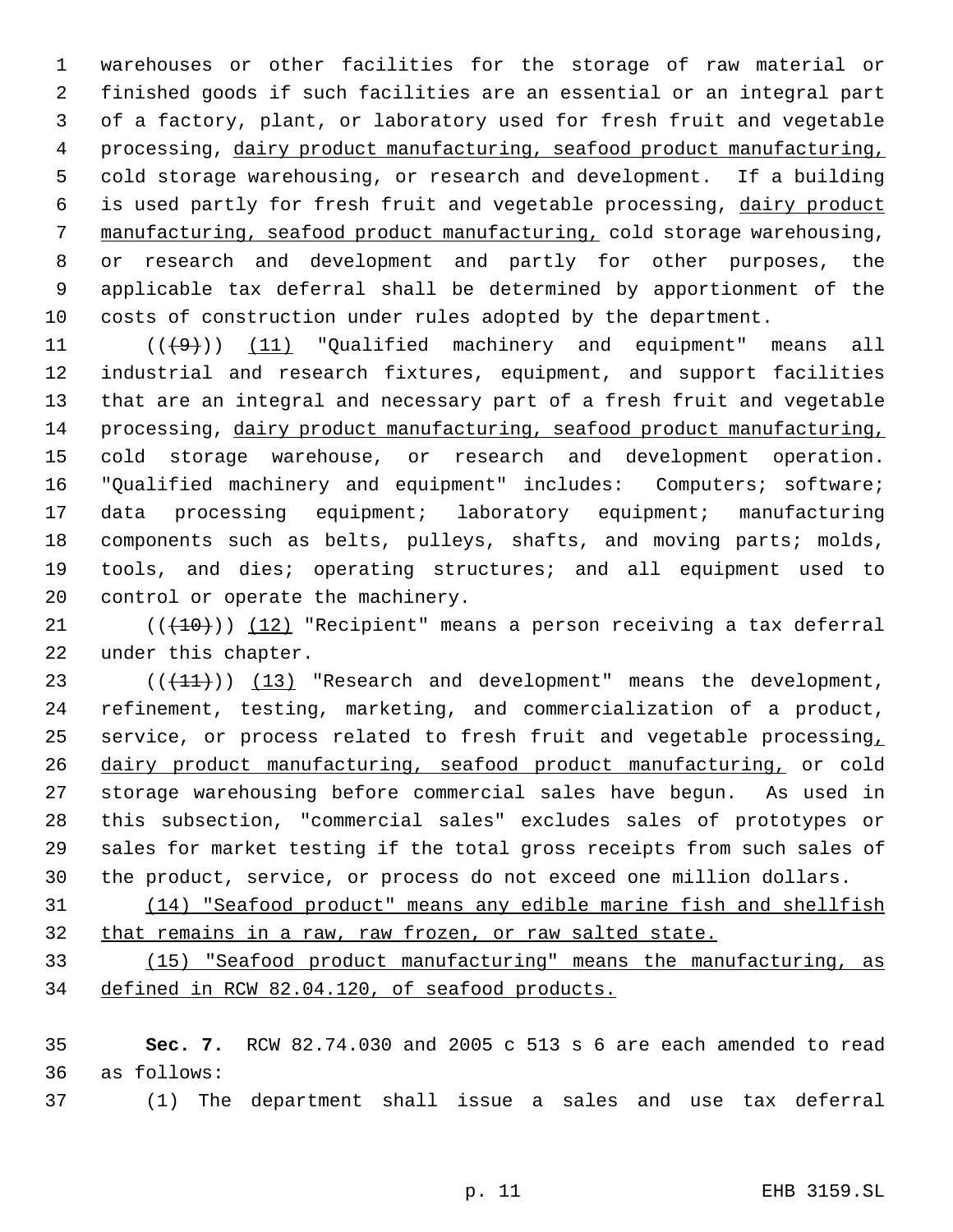warehouses or other facilities for the storage of raw material or finished goods if such facilities are an essential or an integral part of a factory, plant, or laboratory used for fresh fruit and vegetable processing, dairy product manufacturing, seafood product manufacturing, cold storage warehousing, or research and development. If a building is used partly for fresh fruit and vegetable processing, dairy product manufacturing, seafood product manufacturing, cold storage warehousing, or research and development and partly for other purposes, the applicable tax deferral shall be determined by apportionment of the costs of construction under rules adopted by the department.

(((9))) (11) "Qualified machinery and equipment" means all industrial and research fixtures, equipment, and support facilities that are an integral and necessary part of a fresh fruit and vegetable processing, dairy product manufacturing, seafood product manufacturing, cold storage warehouse, or research and development operation. "Qualified machinery and equipment" includes: Computers; software; data processing equipment; laboratory equipment; manufacturing components such as belts, pulleys, shafts, and moving parts; molds, tools, and dies; operating structures; and all equipment used to control or operate the machinery.

(((10))) (12) "Recipient" means a person receiving a tax deferral under this chapter.

(((11))) (13) "Research and development" means the development, refinement, testing, marketing, and commercialization of a product, service, or process related to fresh fruit and vegetable processing, dairy product manufacturing, seafood product manufacturing, or cold storage warehousing before commercial sales have begun. As used in this subsection, "commercial sales" excludes sales of prototypes or sales for market testing if the total gross receipts from such sales of the product, service, or process do not exceed one million dollars.

(14) "Seafood product" means any edible marine fish and shellfish that remains in a raw, raw frozen, or raw salted state.

(15) "Seafood product manufacturing" means the manufacturing, as defined in RCW 82.04.120, of seafood products.

**Sec. 7.** RCW 82.74.030 and 2005 c 513 s 6 are each amended to read as follows:

(1) The department shall issue a sales and use tax deferral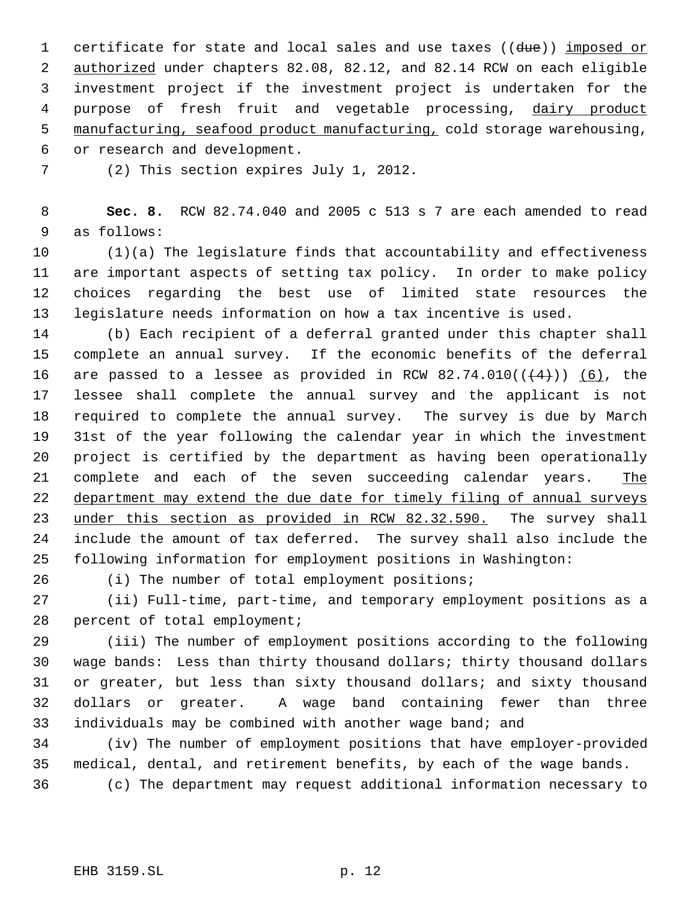certificate for state and local sales and use taxes ((~~due~~)) imposed or authorized under chapters 82.08, 82.12, and 82.14 RCW on each eligible investment project if the investment project is undertaken for the purpose of fresh fruit and vegetable processing, dairy product manufacturing, seafood product manufacturing, cold storage warehousing, or research and development.

(2) This section expires July 1, 2012.

**Sec. 8.** RCW 82.74.040 and 2005 c 513 s 7 are each amended to read as follows:

(1)(a) The legislature finds that accountability and effectiveness are important aspects of setting tax policy. In order to make policy choices regarding the best use of limited state resources the legislature needs information on how a tax incentive is used.

(b) Each recipient of a deferral granted under this chapter shall complete an annual survey. If the economic benefits of the deferral are passed to a lessee as provided in RCW 82.74.010((~~(4)~~)) (6), the lessee shall complete the annual survey and the applicant is not required to complete the annual survey. The survey is due by March 31st of the year following the calendar year in which the investment project is certified by the department as having been operationally complete and each of the seven succeeding calendar years. The department may extend the due date for timely filing of annual surveys under this section as provided in RCW 82.32.590. The survey shall include the amount of tax deferred. The survey shall also include the following information for employment positions in Washington:

(i) The number of total employment positions;

(ii) Full-time, part-time, and temporary employment positions as a percent of total employment;

(iii) The number of employment positions according to the following wage bands: Less than thirty thousand dollars; thirty thousand dollars or greater, but less than sixty thousand dollars; and sixty thousand dollars or greater. A wage band containing fewer than three individuals may be combined with another wage band; and

(iv) The number of employment positions that have employer-provided medical, dental, and retirement benefits, by each of the wage bands.

(c) The department may request additional information necessary to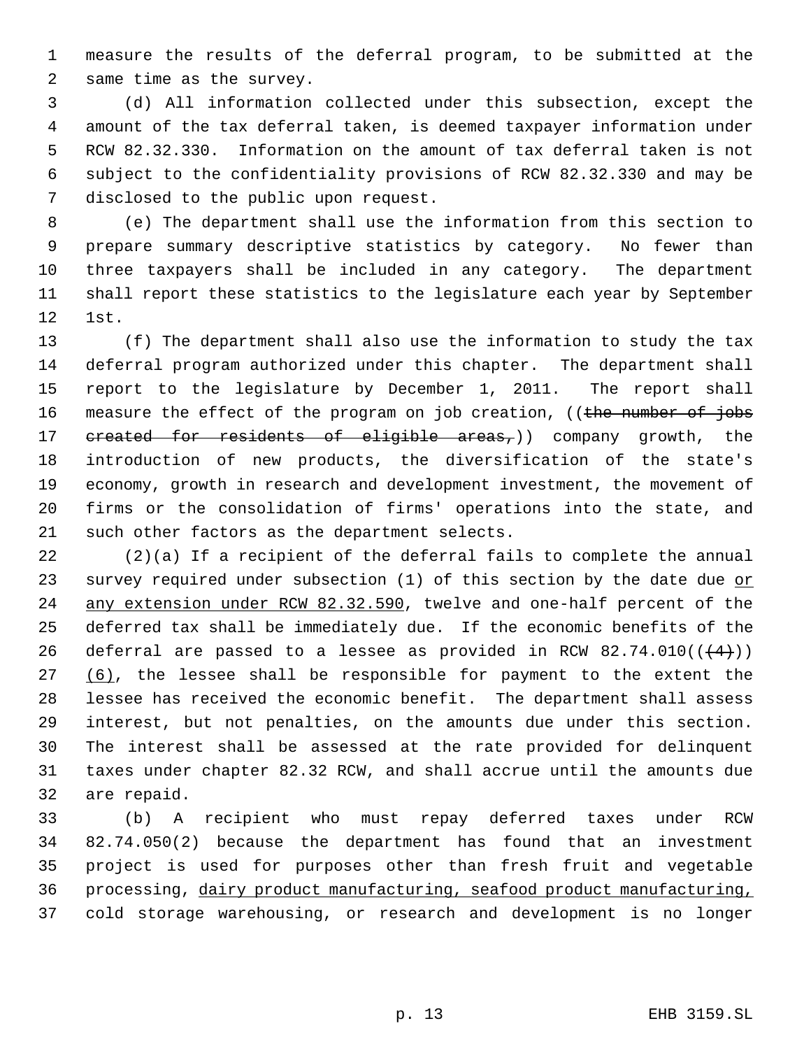measure the results of the deferral program, to be submitted at the same time as the survey.

(d) All information collected under this subsection, except the amount of the tax deferral taken, is deemed taxpayer information under RCW 82.32.330. Information on the amount of tax deferral taken is not subject to the confidentiality provisions of RCW 82.32.330 and may be disclosed to the public upon request.

(e) The department shall use the information from this section to prepare summary descriptive statistics by category. No fewer than three taxpayers shall be included in any category. The department shall report these statistics to the legislature each year by September 1st.

(f) The department shall also use the information to study the tax deferral program authorized under this chapter. The department shall report to the legislature by December 1, 2011. The report shall measure the effect of the program on job creation, ((~~the number of jobs created for residents of eligible areas,~~)) company growth, the introduction of new products, the diversification of the state's economy, growth in research and development investment, the movement of firms or the consolidation of firms' operations into the state, and such other factors as the department selects.

(2)(a) If a recipient of the deferral fails to complete the annual survey required under subsection (1) of this section by the date due <u>or any extension under RCW 82.32.590</u>, twelve and one-half percent of the deferred tax shall be immediately due. If the economic benefits of the deferral are passed to a lessee as provided in RCW 82.74.010((~~(4)~~)) <u>(6)</u>, the lessee shall be responsible for payment to the extent the lessee has received the economic benefit. The department shall assess interest, but not penalties, on the amounts due under this section. The interest shall be assessed at the rate provided for delinquent taxes under chapter 82.32 RCW, and shall accrue until the amounts due are repaid.

(b) A recipient who must repay deferred taxes under RCW 82.74.050(2) because the department has found that an investment project is used for purposes other than fresh fruit and vegetable processing, <u>dairy product manufacturing, seafood product manufacturing,</u> cold storage warehousing, or research and development is no longer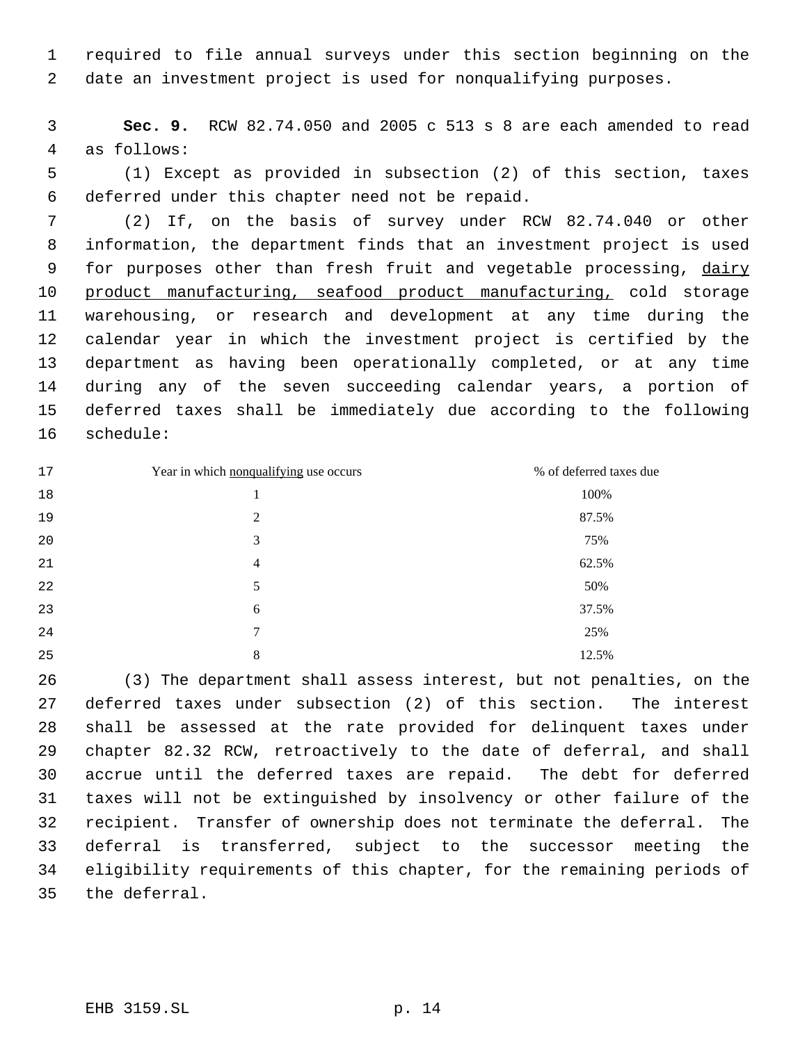required to file annual surveys under this section beginning on the date an investment project is used for nonqualifying purposes.

**Sec. 9.** RCW 82.74.050 and 2005 c 513 s 8 are each amended to read as follows:

(1) Except as provided in subsection (2) of this section, taxes deferred under this chapter need not be repaid.

(2) If, on the basis of survey under RCW 82.74.040 or other information, the department finds that an investment project is used for purposes other than fresh fruit and vegetable processing, <u>dairy product manufacturing, seafood product manufacturing,</u> cold storage warehousing, or research and development at any time during the calendar year in which the investment project is certified by the department as having been operationally completed, or at any time during any of the seven succeeding calendar years, a portion of deferred taxes shall be immediately due according to the following schedule:

| Year in which <u>nonqualifying</u> use occurs | % of deferred taxes due |
|---|---|
| 1 | 100% |
| 2 | 87.5% |
| 3 | 75% |
| 4 | 62.5% |
| 5 | 50% |
| 6 | 37.5% |
| 7 | 25% |
| 8 | 12.5% |

(3) The department shall assess interest, but not penalties, on the deferred taxes under subsection (2) of this section. The interest shall be assessed at the rate provided for delinquent taxes under chapter 82.32 RCW, retroactively to the date of deferral, and shall accrue until the deferred taxes are repaid. The debt for deferred taxes will not be extinguished by insolvency or other failure of the recipient. Transfer of ownership does not terminate the deferral. The deferral is transferred, subject to the successor meeting the eligibility requirements of this chapter, for the remaining periods of the deferral.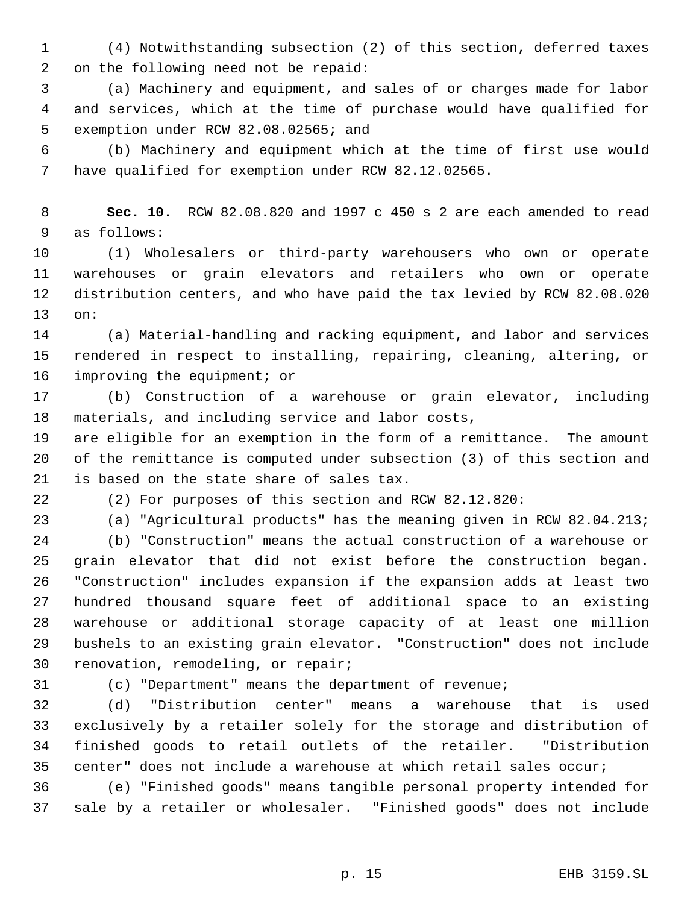(4) Notwithstanding subsection (2) of this section, deferred taxes on the following need not be repaid:

(a) Machinery and equipment, and sales of or charges made for labor and services, which at the time of purchase would have qualified for exemption under RCW 82.08.02565; and

(b) Machinery and equipment which at the time of first use would have qualified for exemption under RCW 82.12.02565.

**Sec. 10.** RCW 82.08.820 and 1997 c 450 s 2 are each amended to read as follows:

(1) Wholesalers or third-party warehousers who own or operate warehouses or grain elevators and retailers who own or operate distribution centers, and who have paid the tax levied by RCW 82.08.020 on:

(a) Material-handling and racking equipment, and labor and services rendered in respect to installing, repairing, cleaning, altering, or improving the equipment; or

(b) Construction of a warehouse or grain elevator, including materials, and including service and labor costs,

are eligible for an exemption in the form of a remittance. The amount of the remittance is computed under subsection (3) of this section and is based on the state share of sales tax.

(2) For purposes of this section and RCW 82.12.820:

(a) "Agricultural products" has the meaning given in RCW 82.04.213;

(b) "Construction" means the actual construction of a warehouse or grain elevator that did not exist before the construction began. "Construction" includes expansion if the expansion adds at least two hundred thousand square feet of additional space to an existing warehouse or additional storage capacity of at least one million bushels to an existing grain elevator. "Construction" does not include renovation, remodeling, or repair;

(c) "Department" means the department of revenue;

(d) "Distribution center" means a warehouse that is used exclusively by a retailer solely for the storage and distribution of finished goods to retail outlets of the retailer. "Distribution center" does not include a warehouse at which retail sales occur;

(e) "Finished goods" means tangible personal property intended for sale by a retailer or wholesaler. "Finished goods" does not include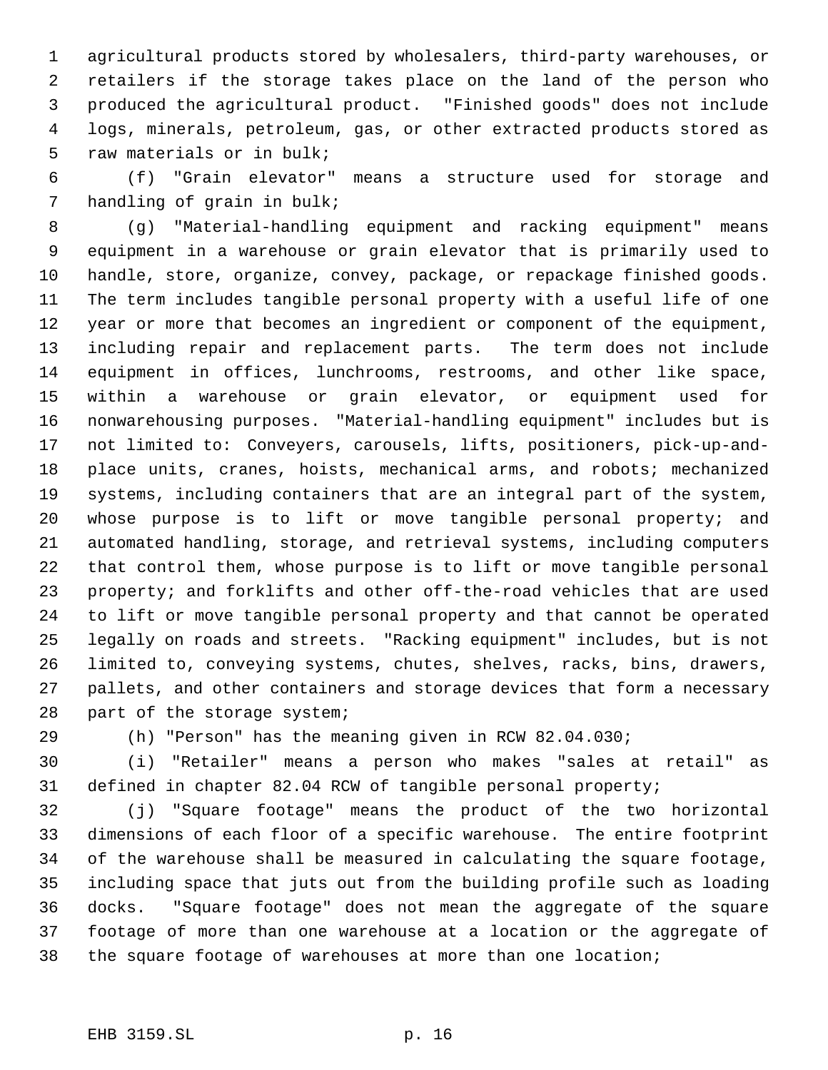agricultural products stored by wholesalers, third-party warehouses, or retailers if the storage takes place on the land of the person who produced the agricultural product. "Finished goods" does not include logs, minerals, petroleum, gas, or other extracted products stored as raw materials or in bulk;

(f) "Grain elevator" means a structure used for storage and handling of grain in bulk;

(g) "Material-handling equipment and racking equipment" means equipment in a warehouse or grain elevator that is primarily used to handle, store, organize, convey, package, or repackage finished goods. The term includes tangible personal property with a useful life of one year or more that becomes an ingredient or component of the equipment, including repair and replacement parts. The term does not include equipment in offices, lunchrooms, restrooms, and other like space, within a warehouse or grain elevator, or equipment used for nonwarehousing purposes. "Material-handling equipment" includes but is not limited to: Conveyers, carousels, lifts, positioners, pick-up-and-place units, cranes, hoists, mechanical arms, and robots; mechanized systems, including containers that are an integral part of the system, whose purpose is to lift or move tangible personal property; and automated handling, storage, and retrieval systems, including computers that control them, whose purpose is to lift or move tangible personal property; and forklifts and other off-the-road vehicles that are used to lift or move tangible personal property and that cannot be operated legally on roads and streets. "Racking equipment" includes, but is not limited to, conveying systems, chutes, shelves, racks, bins, drawers, pallets, and other containers and storage devices that form a necessary part of the storage system;

(h) "Person" has the meaning given in RCW 82.04.030;

(i) "Retailer" means a person who makes "sales at retail" as defined in chapter 82.04 RCW of tangible personal property;

(j) "Square footage" means the product of the two horizontal dimensions of each floor of a specific warehouse. The entire footprint of the warehouse shall be measured in calculating the square footage, including space that juts out from the building profile such as loading docks. "Square footage" does not mean the aggregate of the square footage of more than one warehouse at a location or the aggregate of the square footage of warehouses at more than one location;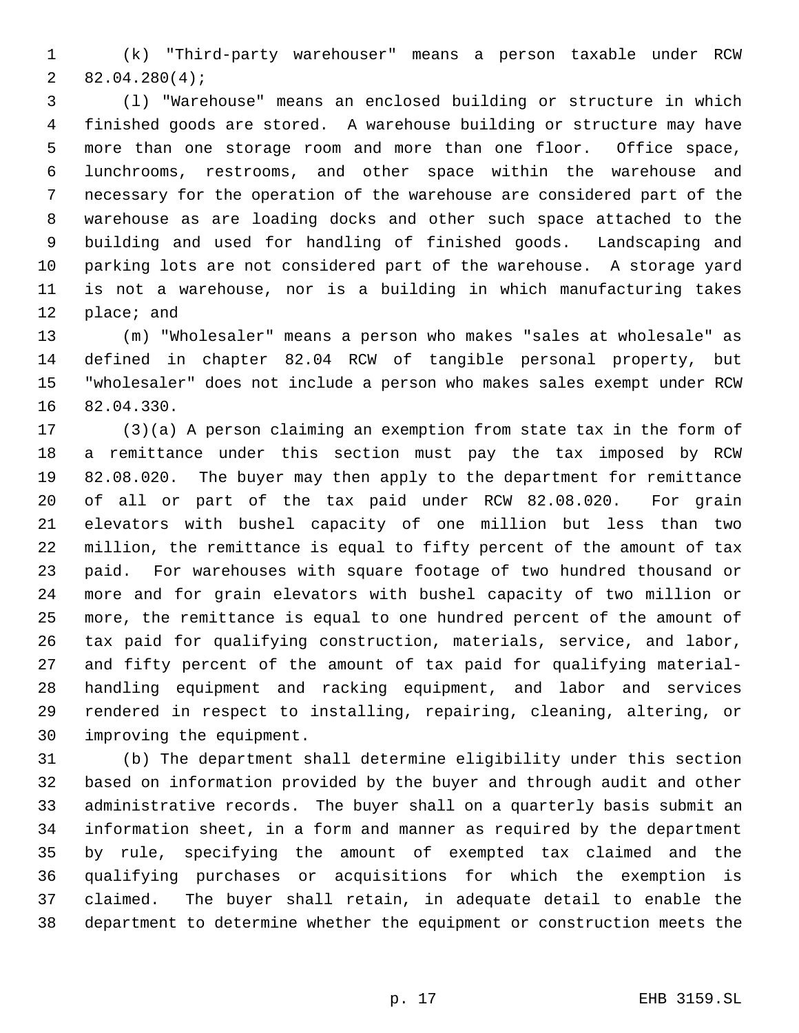(k) "Third-party warehouser" means a person taxable under RCW 82.04.280(4);

(l) "Warehouse" means an enclosed building or structure in which finished goods are stored. A warehouse building or structure may have more than one storage room and more than one floor. Office space, lunchrooms, restrooms, and other space within the warehouse and necessary for the operation of the warehouse are considered part of the warehouse as are loading docks and other such space attached to the building and used for handling of finished goods. Landscaping and parking lots are not considered part of the warehouse. A storage yard is not a warehouse, nor is a building in which manufacturing takes place; and

(m) "Wholesaler" means a person who makes "sales at wholesale" as defined in chapter 82.04 RCW of tangible personal property, but "wholesaler" does not include a person who makes sales exempt under RCW 82.04.330.

(3)(a) A person claiming an exemption from state tax in the form of a remittance under this section must pay the tax imposed by RCW 82.08.020. The buyer may then apply to the department for remittance of all or part of the tax paid under RCW 82.08.020. For grain elevators with bushel capacity of one million but less than two million, the remittance is equal to fifty percent of the amount of tax paid. For warehouses with square footage of two hundred thousand or more and for grain elevators with bushel capacity of two million or more, the remittance is equal to one hundred percent of the amount of tax paid for qualifying construction, materials, service, and labor, and fifty percent of the amount of tax paid for qualifying material-handling equipment and racking equipment, and labor and services rendered in respect to installing, repairing, cleaning, altering, or improving the equipment.

(b) The department shall determine eligibility under this section based on information provided by the buyer and through audit and other administrative records. The buyer shall on a quarterly basis submit an information sheet, in a form and manner as required by the department by rule, specifying the amount of exempted tax claimed and the qualifying purchases or acquisitions for which the exemption is claimed. The buyer shall retain, in adequate detail to enable the department to determine whether the equipment or construction meets the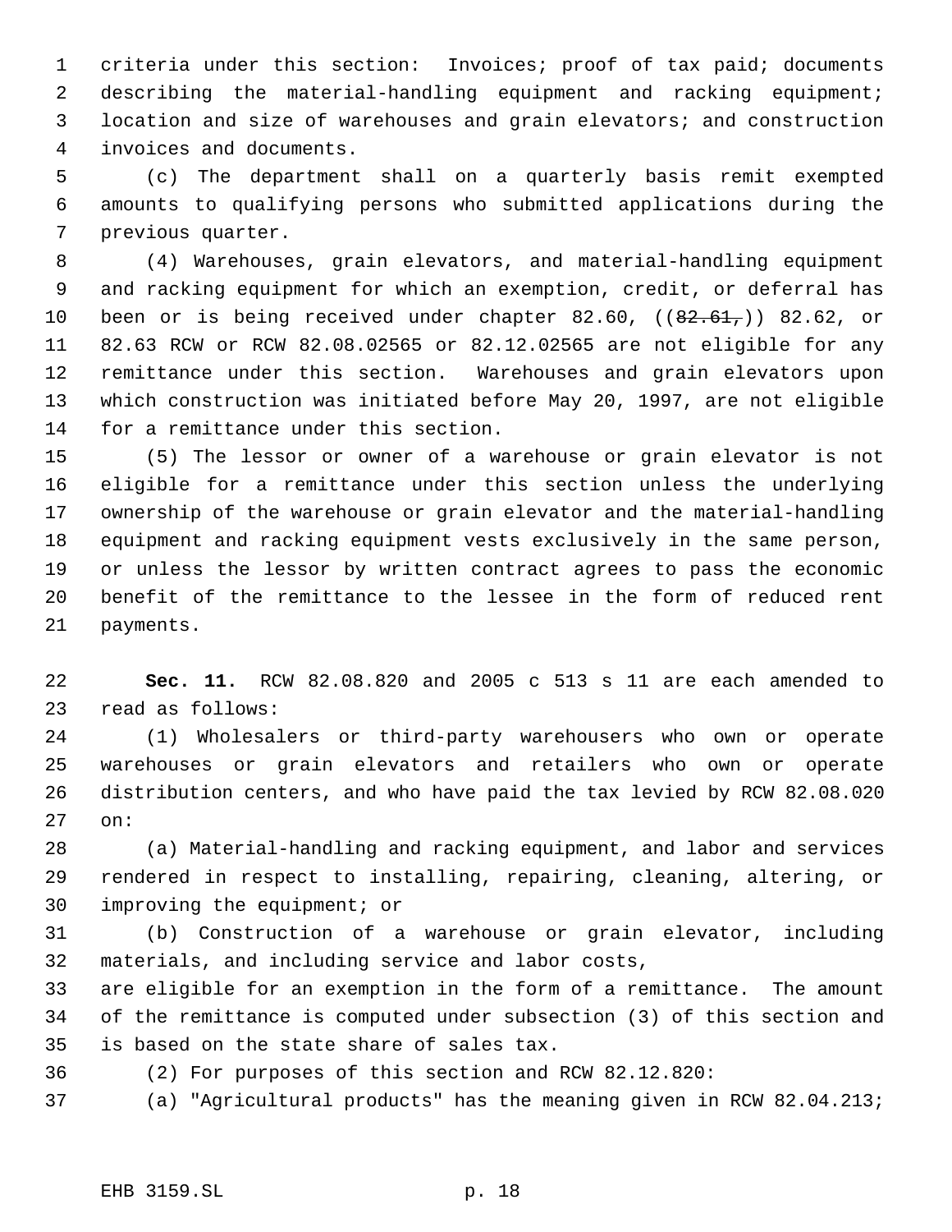criteria under this section: Invoices; proof of tax paid; documents describing the material-handling equipment and racking equipment; location and size of warehouses and grain elevators; and construction invoices and documents.

(c) The department shall on a quarterly basis remit exempted amounts to qualifying persons who submitted applications during the previous quarter.

(4) Warehouses, grain elevators, and material-handling equipment and racking equipment for which an exemption, credit, or deferral has been or is being received under chapter 82.60, ((~~82.61,~~)) 82.62, or 82.63 RCW or RCW 82.08.02565 or 82.12.02565 are not eligible for any remittance under this section. Warehouses and grain elevators upon which construction was initiated before May 20, 1997, are not eligible for a remittance under this section.

(5) The lessor or owner of a warehouse or grain elevator is not eligible for a remittance under this section unless the underlying ownership of the warehouse or grain elevator and the material-handling equipment and racking equipment vests exclusively in the same person, or unless the lessor by written contract agrees to pass the economic benefit of the remittance to the lessee in the form of reduced rent payments.

**Sec. 11.** RCW 82.08.820 and 2005 c 513 s 11 are each amended to read as follows:

(1) Wholesalers or third-party warehousers who own or operate warehouses or grain elevators and retailers who own or operate distribution centers, and who have paid the tax levied by RCW 82.08.020 on:

(a) Material-handling and racking equipment, and labor and services rendered in respect to installing, repairing, cleaning, altering, or improving the equipment; or

(b) Construction of a warehouse or grain elevator, including materials, and including service and labor costs,

are eligible for an exemption in the form of a remittance. The amount of the remittance is computed under subsection (3) of this section and is based on the state share of sales tax.

(2) For purposes of this section and RCW 82.12.820:

(a) "Agricultural products" has the meaning given in RCW 82.04.213;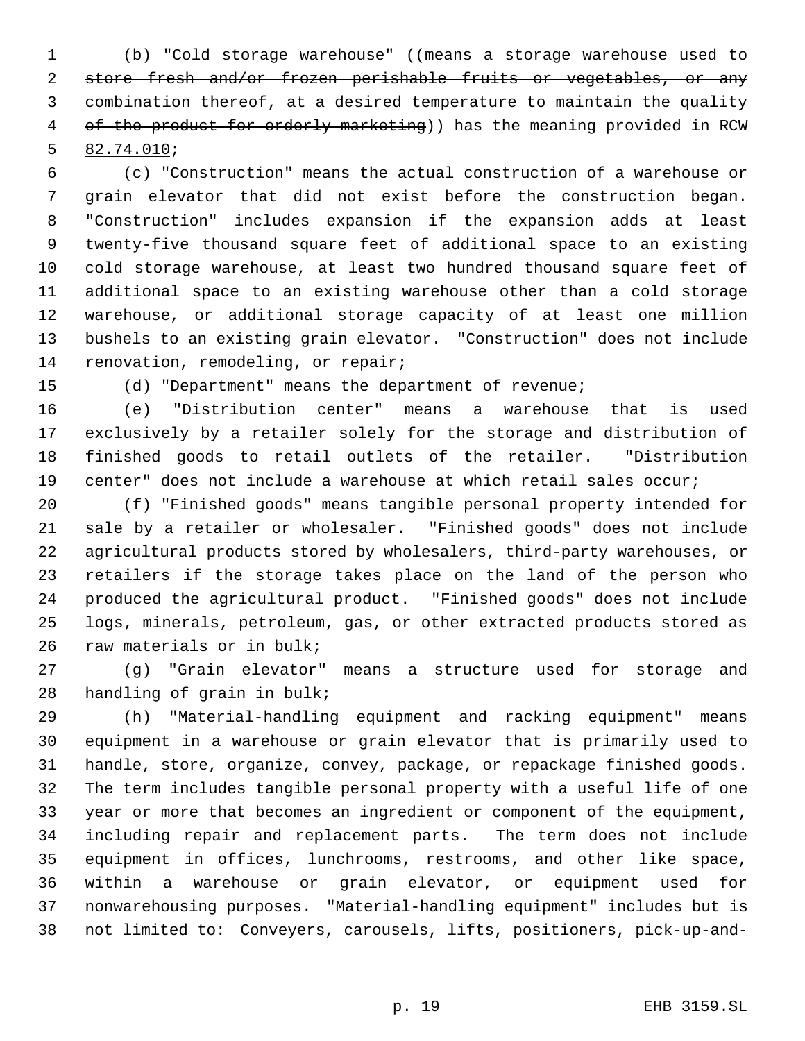(b) "Cold storage warehouse" ((~~means a storage warehouse used to store fresh and/or frozen perishable fruits or vegetables, or any combination thereof, at a desired temperature to maintain the quality of the product for orderly marketing~~)) <u>has the meaning provided in RCW 82.74.010</u>;

(c) "Construction" means the actual construction of a warehouse or grain elevator that did not exist before the construction began. "Construction" includes expansion if the expansion adds at least twenty-five thousand square feet of additional space to an existing cold storage warehouse, at least two hundred thousand square feet of additional space to an existing warehouse other than a cold storage warehouse, or additional storage capacity of at least one million bushels to an existing grain elevator. "Construction" does not include renovation, remodeling, or repair;

(d) "Department" means the department of revenue;

(e) "Distribution center" means a warehouse that is used exclusively by a retailer solely for the storage and distribution of finished goods to retail outlets of the retailer. "Distribution center" does not include a warehouse at which retail sales occur;

(f) "Finished goods" means tangible personal property intended for sale by a retailer or wholesaler. "Finished goods" does not include agricultural products stored by wholesalers, third-party warehouses, or retailers if the storage takes place on the land of the person who produced the agricultural product. "Finished goods" does not include logs, minerals, petroleum, gas, or other extracted products stored as raw materials or in bulk;

(g) "Grain elevator" means a structure used for storage and handling of grain in bulk;

(h) "Material-handling equipment and racking equipment" means equipment in a warehouse or grain elevator that is primarily used to handle, store, organize, convey, package, or repackage finished goods. The term includes tangible personal property with a useful life of one year or more that becomes an ingredient or component of the equipment, including repair and replacement parts. The term does not include equipment in offices, lunchrooms, restrooms, and other like space, within a warehouse or grain elevator, or equipment used for nonwarehousing purposes. "Material-handling equipment" includes but is not limited to: Conveyers, carousels, lifts, positioners, pick-up-and-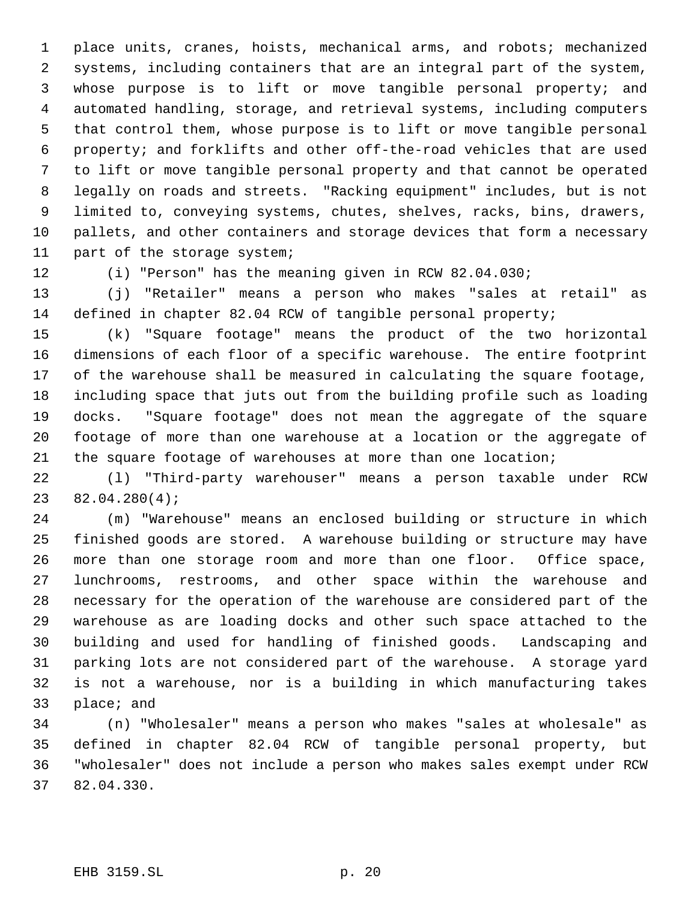place units, cranes, hoists, mechanical arms, and robots; mechanized systems, including containers that are an integral part of the system, whose purpose is to lift or move tangible personal property; and automated handling, storage, and retrieval systems, including computers that control them, whose purpose is to lift or move tangible personal property; and forklifts and other off-the-road vehicles that are used to lift or move tangible personal property and that cannot be operated legally on roads and streets. "Racking equipment" includes, but is not limited to, conveying systems, chutes, shelves, racks, bins, drawers, pallets, and other containers and storage devices that form a necessary part of the storage system;

(i) "Person" has the meaning given in RCW 82.04.030;

(j) "Retailer" means a person who makes "sales at retail" as defined in chapter 82.04 RCW of tangible personal property;

(k) "Square footage" means the product of the two horizontal dimensions of each floor of a specific warehouse. The entire footprint of the warehouse shall be measured in calculating the square footage, including space that juts out from the building profile such as loading docks. "Square footage" does not mean the aggregate of the square footage of more than one warehouse at a location or the aggregate of the square footage of warehouses at more than one location;

(l) "Third-party warehouser" means a person taxable under RCW 82.04.280(4);

(m) "Warehouse" means an enclosed building or structure in which finished goods are stored. A warehouse building or structure may have more than one storage room and more than one floor. Office space, lunchrooms, restrooms, and other space within the warehouse and necessary for the operation of the warehouse are considered part of the warehouse as are loading docks and other such space attached to the building and used for handling of finished goods. Landscaping and parking lots are not considered part of the warehouse. A storage yard is not a warehouse, nor is a building in which manufacturing takes place; and

(n) "Wholesaler" means a person who makes "sales at wholesale" as defined in chapter 82.04 RCW of tangible personal property, but "wholesaler" does not include a person who makes sales exempt under RCW 82.04.330.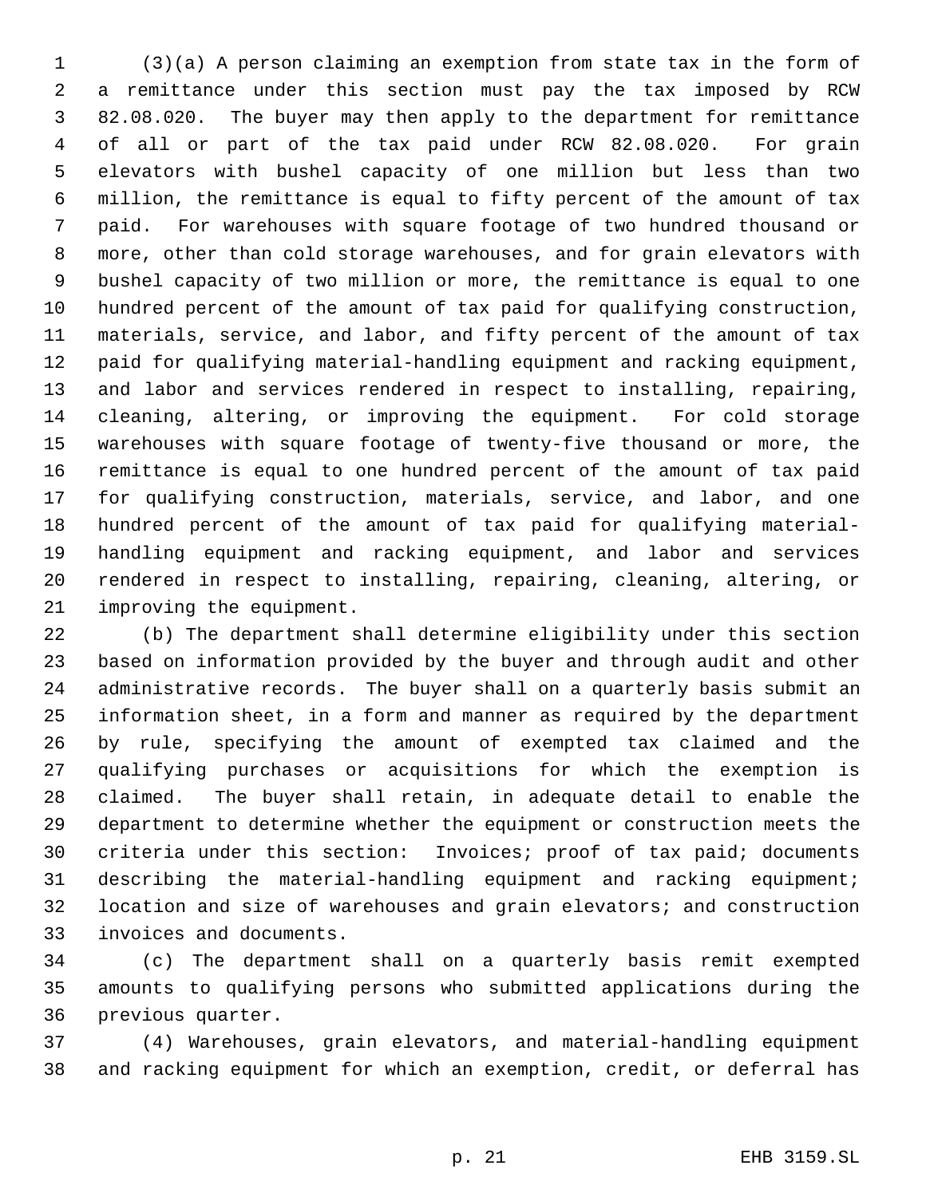(3)(a) A person claiming an exemption from state tax in the form of a remittance under this section must pay the tax imposed by RCW 82.08.020. The buyer may then apply to the department for remittance of all or part of the tax paid under RCW 82.08.020. For grain elevators with bushel capacity of one million but less than two million, the remittance is equal to fifty percent of the amount of tax paid. For warehouses with square footage of two hundred thousand or more, other than cold storage warehouses, and for grain elevators with bushel capacity of two million or more, the remittance is equal to one hundred percent of the amount of tax paid for qualifying construction, materials, service, and labor, and fifty percent of the amount of tax paid for qualifying material-handling equipment and racking equipment, and labor and services rendered in respect to installing, repairing, cleaning, altering, or improving the equipment. For cold storage warehouses with square footage of twenty-five thousand or more, the remittance is equal to one hundred percent of the amount of tax paid for qualifying construction, materials, service, and labor, and one hundred percent of the amount of tax paid for qualifying material-handling equipment and racking equipment, and labor and services rendered in respect to installing, repairing, cleaning, altering, or improving the equipment.

(b) The department shall determine eligibility under this section based on information provided by the buyer and through audit and other administrative records. The buyer shall on a quarterly basis submit an information sheet, in a form and manner as required by the department by rule, specifying the amount of exempted tax claimed and the qualifying purchases or acquisitions for which the exemption is claimed. The buyer shall retain, in adequate detail to enable the department to determine whether the equipment or construction meets the criteria under this section: Invoices; proof of tax paid; documents describing the material-handling equipment and racking equipment; location and size of warehouses and grain elevators; and construction invoices and documents.

(c) The department shall on a quarterly basis remit exempted amounts to qualifying persons who submitted applications during the previous quarter.

(4) Warehouses, grain elevators, and material-handling equipment and racking equipment for which an exemption, credit, or deferral has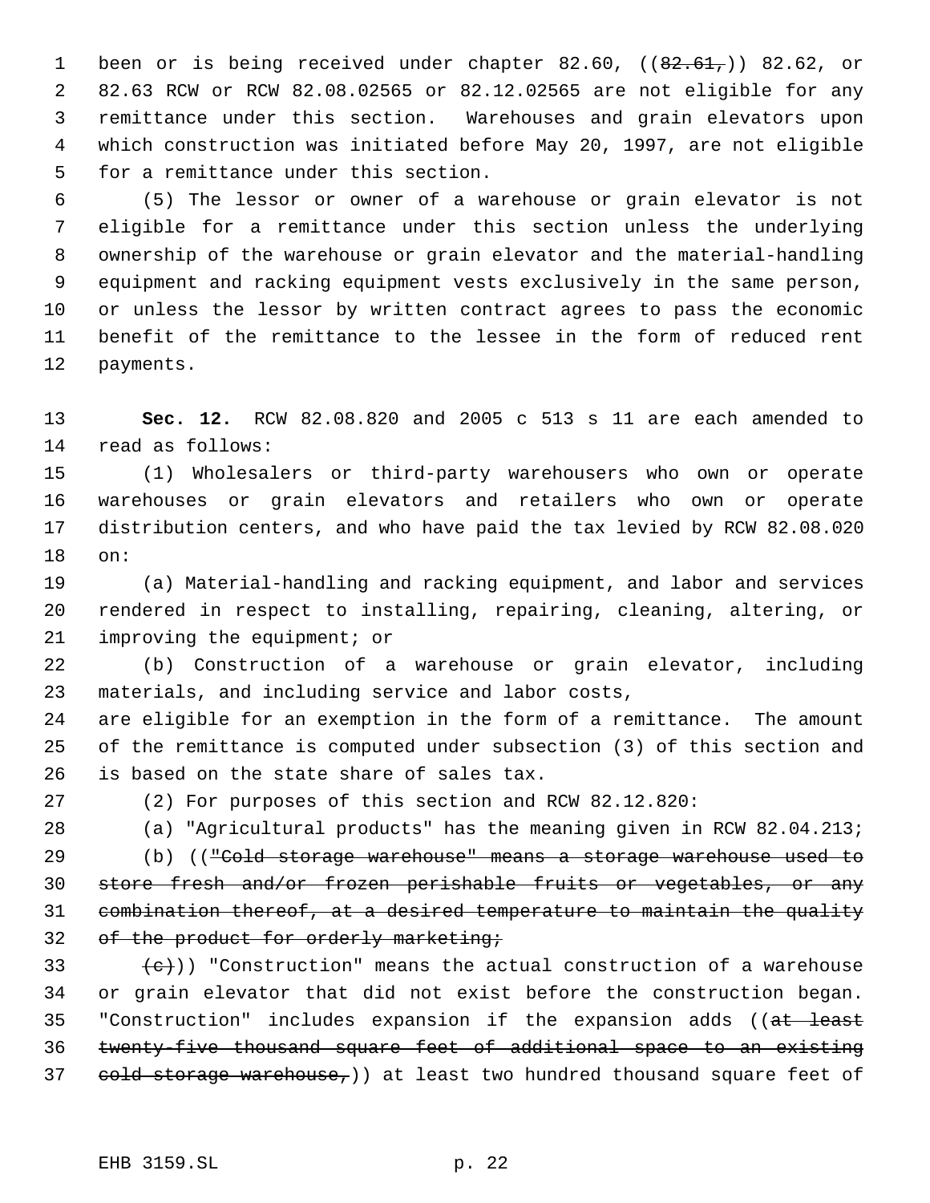been or is being received under chapter 82.60, ((~~82.61,~~)) 82.62, or 82.63 RCW or RCW 82.08.02565 or 82.12.02565 are not eligible for any remittance under this section. Warehouses and grain elevators upon which construction was initiated before May 20, 1997, are not eligible for a remittance under this section.

(5) The lessor or owner of a warehouse or grain elevator is not eligible for a remittance under this section unless the underlying ownership of the warehouse or grain elevator and the material-handling equipment and racking equipment vests exclusively in the same person, or unless the lessor by written contract agrees to pass the economic benefit of the remittance to the lessee in the form of reduced rent payments.

**Sec. 12.** RCW 82.08.820 and 2005 c 513 s 11 are each amended to read as follows:

(1) Wholesalers or third-party warehousers who own or operate warehouses or grain elevators and retailers who own or operate distribution centers, and who have paid the tax levied by RCW 82.08.020 on:

(a) Material-handling and racking equipment, and labor and services rendered in respect to installing, repairing, cleaning, altering, or improving the equipment; or

(b) Construction of a warehouse or grain elevator, including materials, and including service and labor costs,

are eligible for an exemption in the form of a remittance. The amount of the remittance is computed under subsection (3) of this section and is based on the state share of sales tax.

(2) For purposes of this section and RCW 82.12.820:

(a) "Agricultural products" has the meaning given in RCW 82.04.213;

(b) ((~~"Cold storage warehouse" means a storage warehouse used to store fresh and/or frozen perishable fruits or vegetables, or any combination thereof, at a desired temperature to maintain the quality of the product for orderly marketing;~~

~~(c)~~)) "Construction" means the actual construction of a warehouse or grain elevator that did not exist before the construction began. "Construction" includes expansion if the expansion adds ((~~at least twenty-five thousand square feet of additional space to an existing cold storage warehouse,~~)) at least two hundred thousand square feet of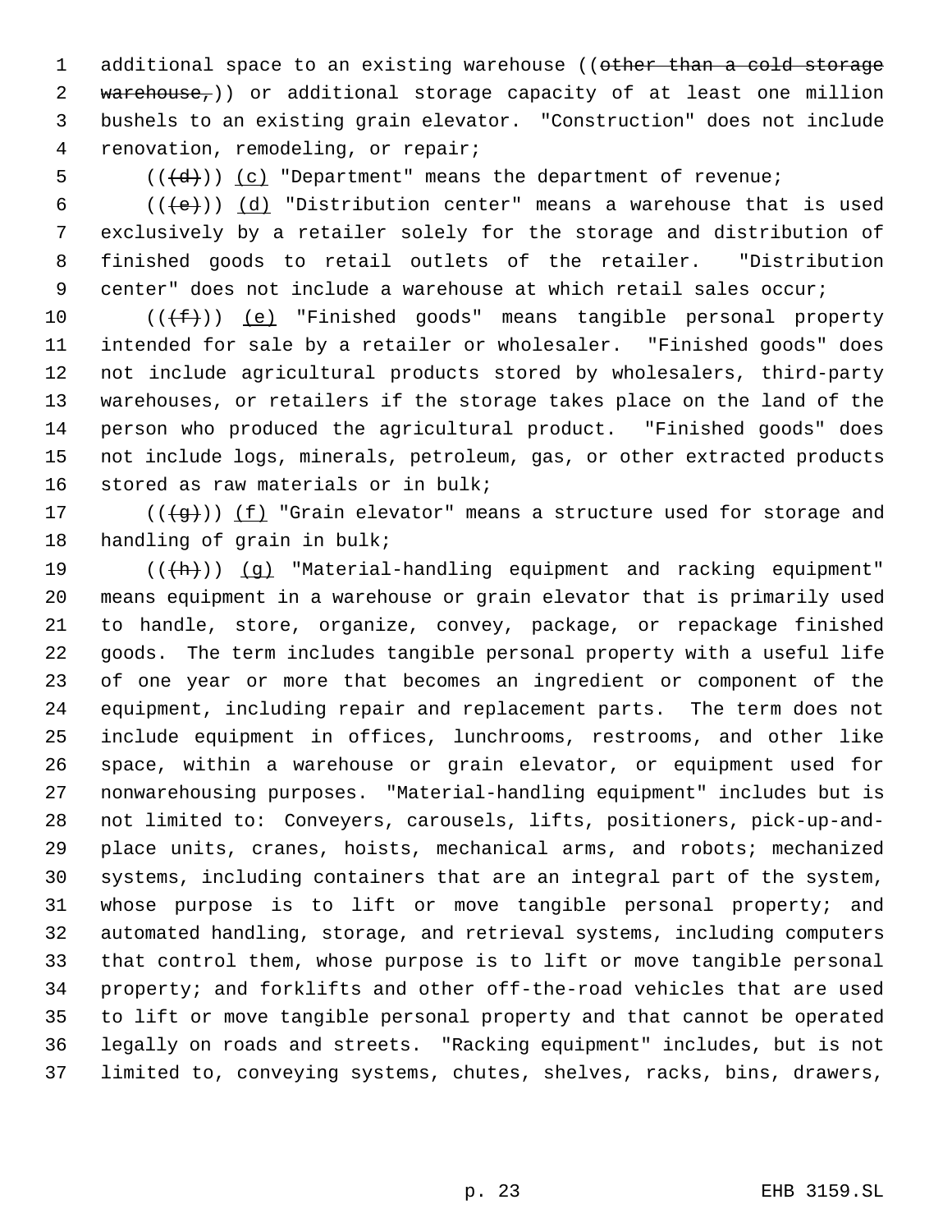additional space to an existing warehouse ((~~other than a cold storage warehouse,~~)) or additional storage capacity of at least one million bushels to an existing grain elevator. "Construction" does not include renovation, remodeling, or repair;

(((~~d~~))) <u>(c)</u> "Department" means the department of revenue;

(((~~e~~))) <u>(d)</u> "Distribution center" means a warehouse that is used exclusively by a retailer solely for the storage and distribution of finished goods to retail outlets of the retailer. "Distribution center" does not include a warehouse at which retail sales occur;

(((~~f~~))) <u>(e)</u> "Finished goods" means tangible personal property intended for sale by a retailer or wholesaler. "Finished goods" does not include agricultural products stored by wholesalers, third-party warehouses, or retailers if the storage takes place on the land of the person who produced the agricultural product. "Finished goods" does not include logs, minerals, petroleum, gas, or other extracted products stored as raw materials or in bulk;

(((~~g~~))) <u>(f)</u> "Grain elevator" means a structure used for storage and handling of grain in bulk;

(((~~h~~))) <u>(g)</u> "Material-handling equipment and racking equipment" means equipment in a warehouse or grain elevator that is primarily used to handle, store, organize, convey, package, or repackage finished goods. The term includes tangible personal property with a useful life of one year or more that becomes an ingredient or component of the equipment, including repair and replacement parts. The term does not include equipment in offices, lunchrooms, restrooms, and other like space, within a warehouse or grain elevator, or equipment used for nonwarehousing purposes. "Material-handling equipment" includes but is not limited to: Conveyers, carousels, lifts, positioners, pick-up-and-place units, cranes, hoists, mechanical arms, and robots; mechanized systems, including containers that are an integral part of the system, whose purpose is to lift or move tangible personal property; and automated handling, storage, and retrieval systems, including computers that control them, whose purpose is to lift or move tangible personal property; and forklifts and other off-the-road vehicles that are used to lift or move tangible personal property and that cannot be operated legally on roads and streets. "Racking equipment" includes, but is not limited to, conveying systems, chutes, shelves, racks, bins, drawers,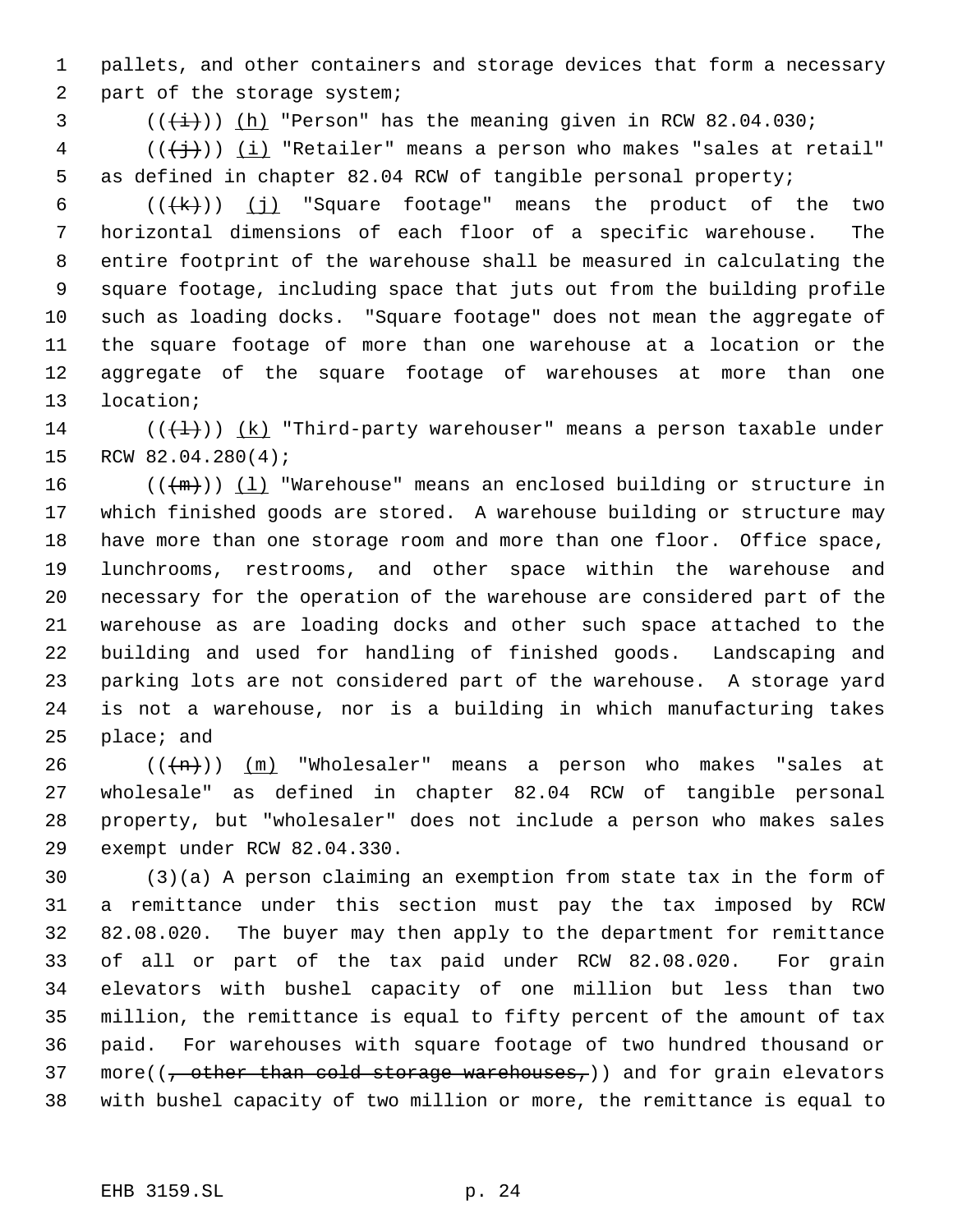pallets, and other containers and storage devices that form a necessary part of the storage system;

((~~(i)~~)) (h) "Person" has the meaning given in RCW 82.04.030;

((~~(j)~~)) (i) "Retailer" means a person who makes "sales at retail" as defined in chapter 82.04 RCW of tangible personal property;

((~~(k)~~)) (j) "Square footage" means the product of the two horizontal dimensions of each floor of a specific warehouse. The entire footprint of the warehouse shall be measured in calculating the square footage, including space that juts out from the building profile such as loading docks. "Square footage" does not mean the aggregate of the square footage of more than one warehouse at a location or the aggregate of the square footage of warehouses at more than one location;

((~~(l)~~)) (k) "Third-party warehouser" means a person taxable under RCW 82.04.280(4);

((~~(m)~~)) (l) "Warehouse" means an enclosed building or structure in which finished goods are stored. A warehouse building or structure may have more than one storage room and more than one floor. Office space, lunchrooms, restrooms, and other space within the warehouse and necessary for the operation of the warehouse are considered part of the warehouse as are loading docks and other such space attached to the building and used for handling of finished goods. Landscaping and parking lots are not considered part of the warehouse. A storage yard is not a warehouse, nor is a building in which manufacturing takes place; and

((~~(n)~~)) (m) "Wholesaler" means a person who makes "sales at wholesale" as defined in chapter 82.04 RCW of tangible personal property, but "wholesaler" does not include a person who makes sales exempt under RCW 82.04.330.

(3)(a) A person claiming an exemption from state tax in the form of a remittance under this section must pay the tax imposed by RCW 82.08.020. The buyer may then apply to the department for remittance of all or part of the tax paid under RCW 82.08.020. For grain elevators with bushel capacity of one million but less than two million, the remittance is equal to fifty percent of the amount of tax paid. For warehouses with square footage of two hundred thousand or more((~~, other than cold storage warehouses,~~)) and for grain elevators with bushel capacity of two million or more, the remittance is equal to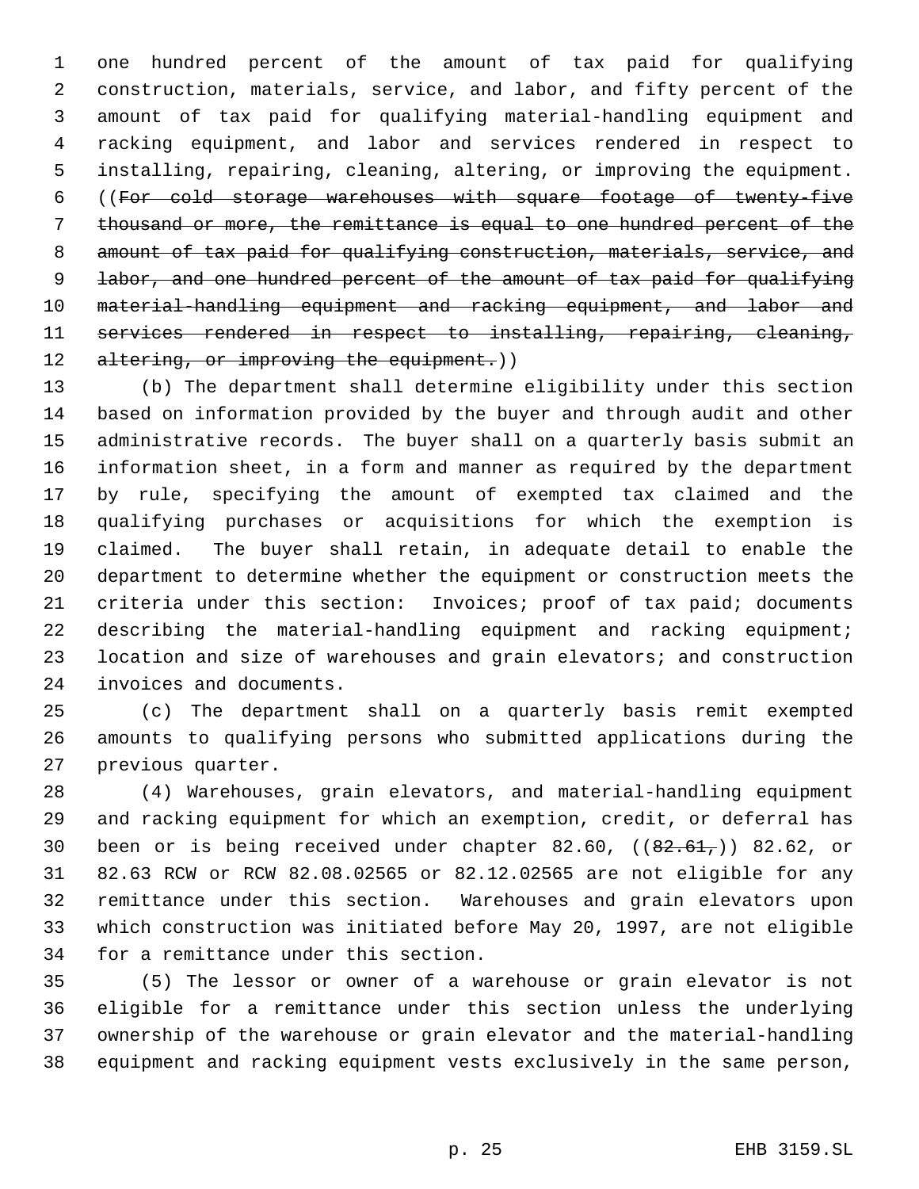one hundred percent of the amount of tax paid for qualifying construction, materials, service, and labor, and fifty percent of the amount of tax paid for qualifying material-handling equipment and racking equipment, and labor and services rendered in respect to installing, repairing, cleaning, altering, or improving the equipment. ((~~For cold storage warehouses with square footage of twenty-five thousand or more, the remittance is equal to one hundred percent of the amount of tax paid for qualifying construction, materials, service, and labor, and one hundred percent of the amount of tax paid for qualifying material-handling equipment and racking equipment, and labor and services rendered in respect to installing, repairing, cleaning, altering, or improving the equipment.~~))

(b) The department shall determine eligibility under this section based on information provided by the buyer and through audit and other administrative records. The buyer shall on a quarterly basis submit an information sheet, in a form and manner as required by the department by rule, specifying the amount of exempted tax claimed and the qualifying purchases or acquisitions for which the exemption is claimed. The buyer shall retain, in adequate detail to enable the department to determine whether the equipment or construction meets the criteria under this section: Invoices; proof of tax paid; documents describing the material-handling equipment and racking equipment; location and size of warehouses and grain elevators; and construction invoices and documents.

(c) The department shall on a quarterly basis remit exempted amounts to qualifying persons who submitted applications during the previous quarter.

(4) Warehouses, grain elevators, and material-handling equipment and racking equipment for which an exemption, credit, or deferral has been or is being received under chapter 82.60, ((~~82.61,~~)) 82.62, or 82.63 RCW or RCW 82.08.02565 or 82.12.02565 are not eligible for any remittance under this section. Warehouses and grain elevators upon which construction was initiated before May 20, 1997, are not eligible for a remittance under this section.

(5) The lessor or owner of a warehouse or grain elevator is not eligible for a remittance under this section unless the underlying ownership of the warehouse or grain elevator and the material-handling equipment and racking equipment vests exclusively in the same person,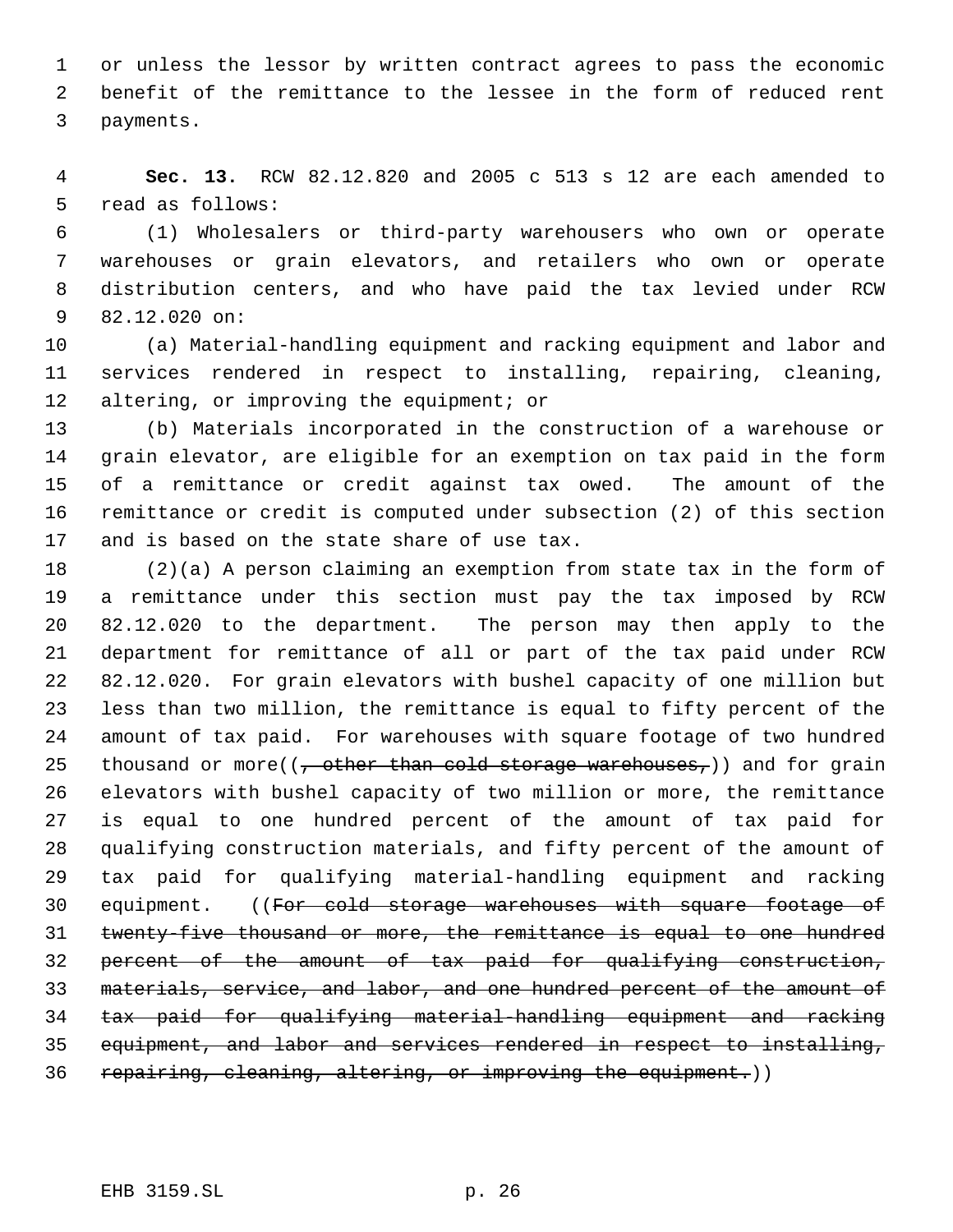or unless the lessor by written contract agrees to pass the economic benefit of the remittance to the lessee in the form of reduced rent payments.

**Sec. 13.** RCW 82.12.820 and 2005 c 513 s 12 are each amended to read as follows:

(1) Wholesalers or third-party warehousers who own or operate warehouses or grain elevators, and retailers who own or operate distribution centers, and who have paid the tax levied under RCW 82.12.020 on:

(a) Material-handling equipment and racking equipment and labor and services rendered in respect to installing, repairing, cleaning, altering, or improving the equipment; or

(b) Materials incorporated in the construction of a warehouse or grain elevator, are eligible for an exemption on tax paid in the form of a remittance or credit against tax owed. The amount of the remittance or credit is computed under subsection (2) of this section and is based on the state share of use tax.

(2)(a) A person claiming an exemption from state tax in the form of a remittance under this section must pay the tax imposed by RCW 82.12.020 to the department. The person may then apply to the department for remittance of all or part of the tax paid under RCW 82.12.020. For grain elevators with bushel capacity of one million but less than two million, the remittance is equal to fifty percent of the amount of tax paid. For warehouses with square footage of two hundred thousand or more((~~, other than cold storage warehouses,~~)) and for grain elevators with bushel capacity of two million or more, the remittance is equal to one hundred percent of the amount of tax paid for qualifying construction materials, and fifty percent of the amount of tax paid for qualifying material-handling equipment and racking equipment. ((~~For cold storage warehouses with square footage of twenty-five thousand or more, the remittance is equal to one hundred percent of the amount of tax paid for qualifying construction, materials, service, and labor, and one hundred percent of the amount of tax paid for qualifying material-handling equipment and racking equipment, and labor and services rendered in respect to installing, repairing, cleaning, altering, or improving the equipment.~~))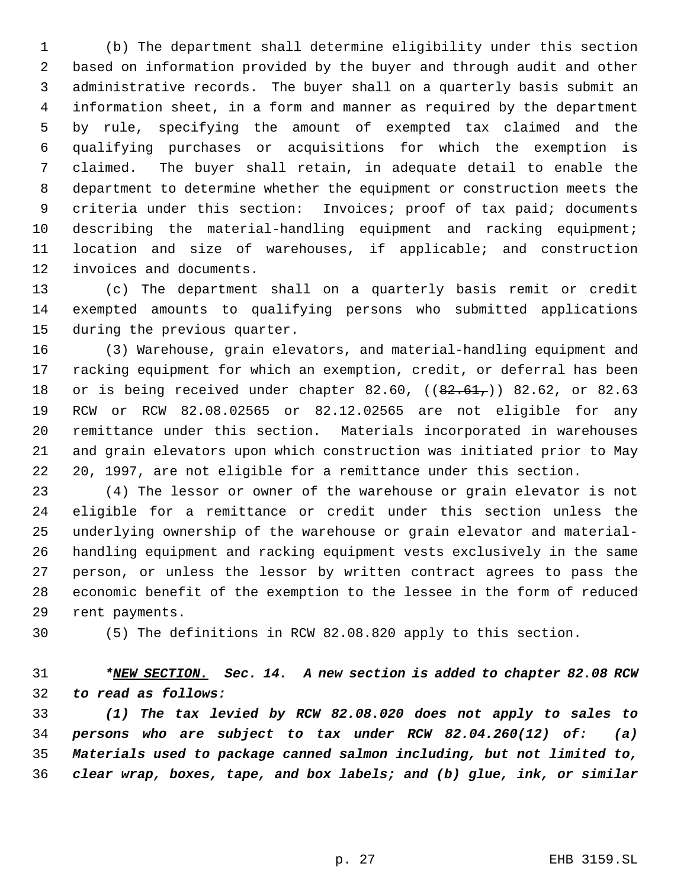(b) The department shall determine eligibility under this section based on information provided by the buyer and through audit and other administrative records. The buyer shall on a quarterly basis submit an information sheet, in a form and manner as required by the department by rule, specifying the amount of exempted tax claimed and the qualifying purchases or acquisitions for which the exemption is claimed. The buyer shall retain, in adequate detail to enable the department to determine whether the equipment or construction meets the criteria under this section: Invoices; proof of tax paid; documents describing the material-handling equipment and racking equipment; location and size of warehouses, if applicable; and construction invoices and documents.

(c) The department shall on a quarterly basis remit or credit exempted amounts to qualifying persons who submitted applications during the previous quarter.

(3) Warehouse, grain elevators, and material-handling equipment and racking equipment for which an exemption, credit, or deferral has been or is being received under chapter 82.60, ((~~82.61,~~)) 82.62, or 82.63 RCW or RCW 82.08.02565 or 82.12.02565 are not eligible for any remittance under this section. Materials incorporated in warehouses and grain elevators upon which construction was initiated prior to May 20, 1997, are not eligible for a remittance under this section.

(4) The lessor or owner of the warehouse or grain elevator is not eligible for a remittance or credit under this section unless the underlying ownership of the warehouse or grain elevator and material-handling equipment and racking equipment vests exclusively in the same person, or unless the lessor by written contract agrees to pass the economic benefit of the exemption to the lessee in the form of reduced rent payments.

(5) The definitions in RCW 82.08.820 apply to this section.

***<u>NEW SECTION.</u> Sec. 14. A new section is added to chapter 82.08 RCW to read as follows:***

***(1) The tax levied by RCW 82.08.020 does not apply to sales to persons who are subject to tax under RCW 82.04.260(12) of: (a) Materials used to package canned salmon including, but not limited to, clear wrap, boxes, tape, and box labels; and (b) glue, ink, or similar***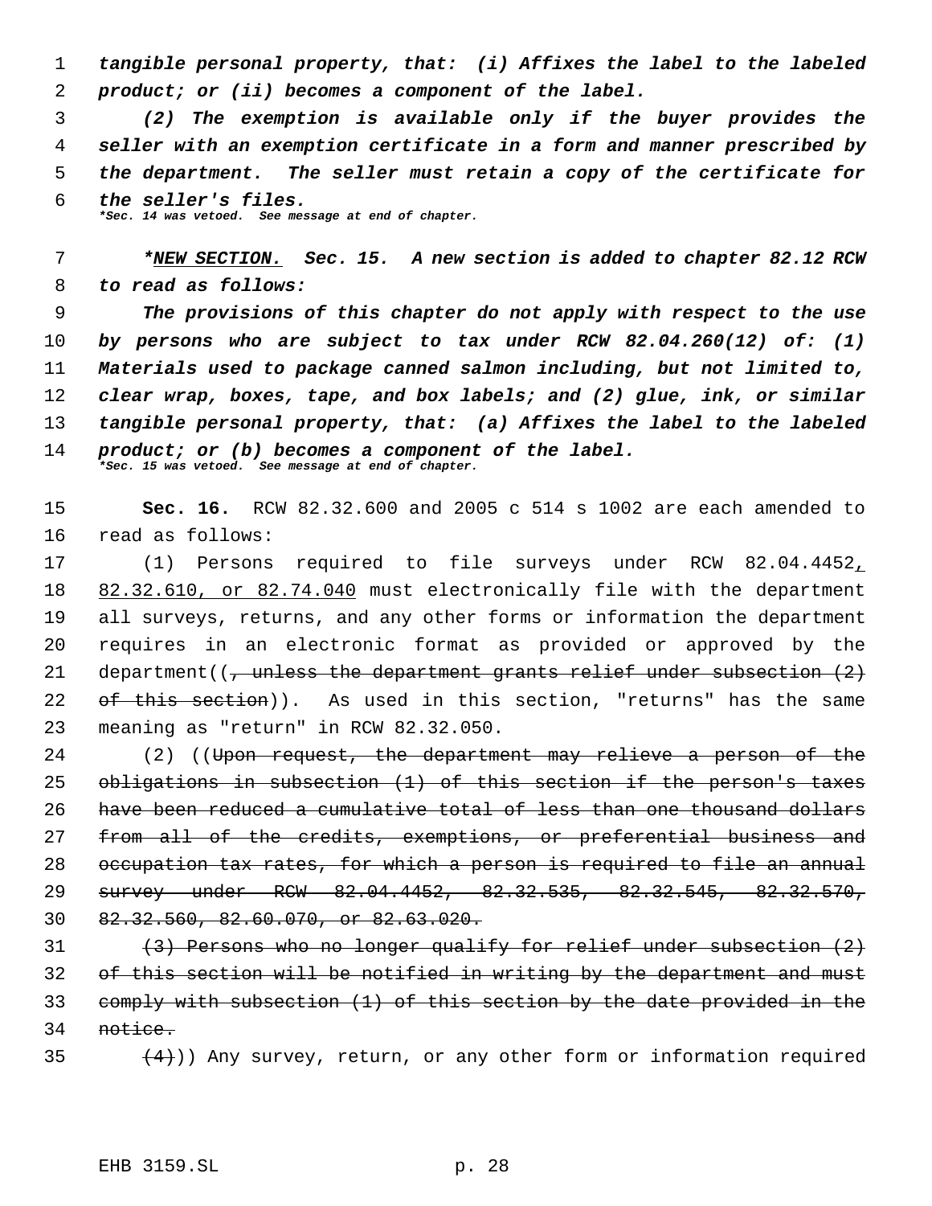*tangible personal property, that: (i) Affixes the label to the labeled product; or (ii) becomes a component of the label.*

*(2) The exemption is available only if the buyer provides the seller with an exemption certificate in a form and manner prescribed by the department. The seller must retain a copy of the certificate for the seller's files.*

**\*Sec. 14 was vetoed. See message at end of chapter.**

***NEW SECTION. Sec. 15. A new section is added to chapter 82.12 RCW to read as follows:***

*The provisions of this chapter do not apply with respect to the use by persons who are subject to tax under RCW 82.04.260(12) of: (1) Materials used to package canned salmon including, but not limited to, clear wrap, boxes, tape, and box labels; and (2) glue, ink, or similar tangible personal property, that: (a) Affixes the label to the labeled product; or (b) becomes a component of the label.*

**\*Sec. 15 was vetoed. See message at end of chapter.**

**Sec. 16.** RCW 82.32.600 and 2005 c 514 s 1002 are each amended to read as follows:

(1) Persons required to file surveys under RCW 82.04.4452, 82.32.610, or 82.74.040 must electronically file with the department all surveys, returns, and any other forms or information the department requires in an electronic format as provided or approved by the department((~~, unless the department grants relief under subsection (2) of this section~~)). As used in this section, "returns" has the same meaning as "return" in RCW 82.32.050.

(2) ((~~Upon request, the department may relieve a person of the obligations in subsection (1) of this section if the person's taxes have been reduced a cumulative total of less than one thousand dollars from all of the credits, exemptions, or preferential business and occupation tax rates, for which a person is required to file an annual survey under RCW 82.04.4452, 82.32.535, 82.32.545, 82.32.570, 82.32.560, 82.60.070, or 82.63.020.~~

~~(3) Persons who no longer qualify for relief under subsection (2) of this section will be notified in writing by the department and must comply with subsection (1) of this section by the date provided in the notice.~~

~~(4)~~)) Any survey, return, or any other form or information required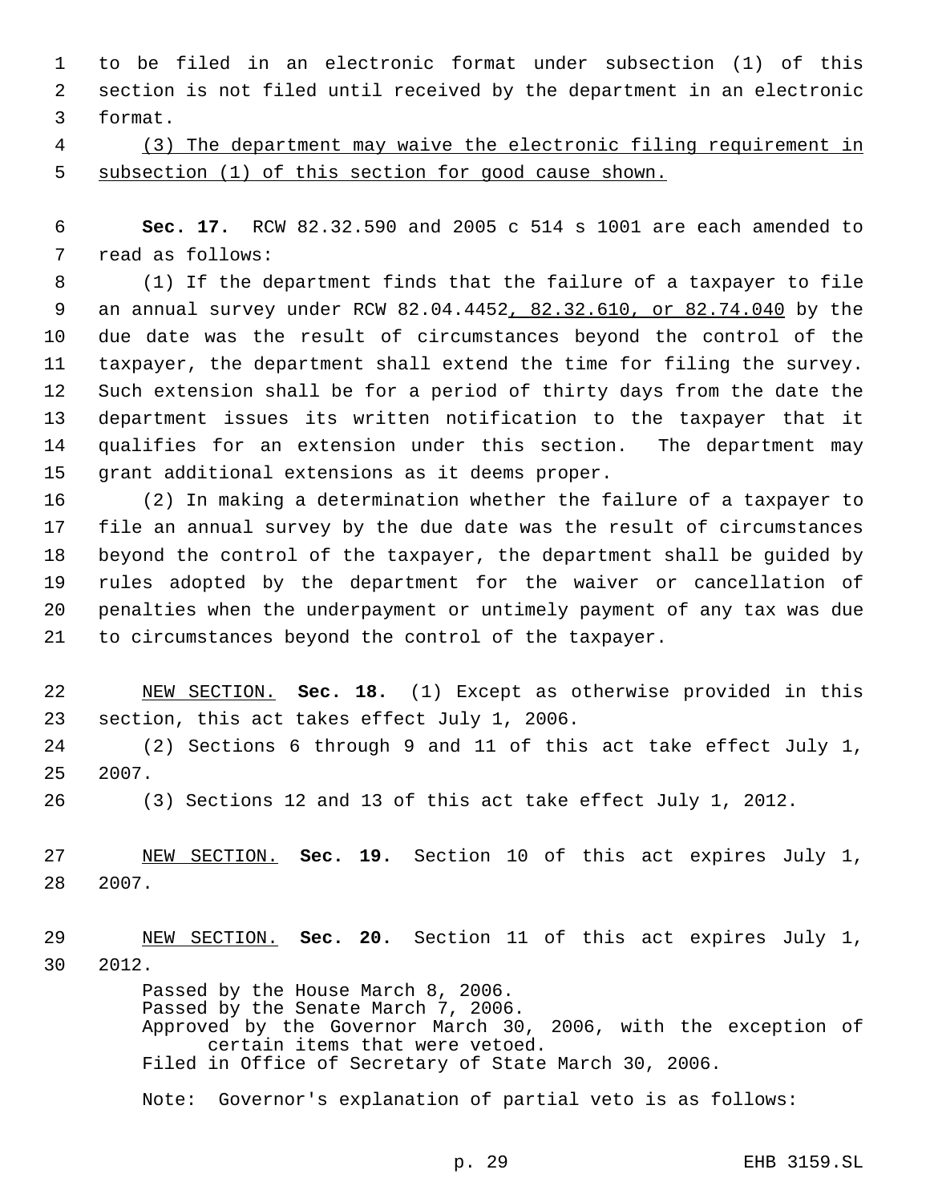to be filed in an electronic format under subsection (1) of this section is not filed until received by the department in an electronic format.

(3) The department may waive the electronic filing requirement in subsection (1) of this section for good cause shown.

**Sec. 17.** RCW 82.32.590 and 2005 c 514 s 1001 are each amended to read as follows:

(1) If the department finds that the failure of a taxpayer to file an annual survey under RCW 82.04.4452, 82.32.610, or 82.74.040 by the due date was the result of circumstances beyond the control of the taxpayer, the department shall extend the time for filing the survey. Such extension shall be for a period of thirty days from the date the department issues its written notification to the taxpayer that it qualifies for an extension under this section. The department may grant additional extensions as it deems proper.

(2) In making a determination whether the failure of a taxpayer to file an annual survey by the due date was the result of circumstances beyond the control of the taxpayer, the department shall be guided by rules adopted by the department for the waiver or cancellation of penalties when the underpayment or untimely payment of any tax was due to circumstances beyond the control of the taxpayer.

NEW SECTION. **Sec. 18.** (1) Except as otherwise provided in this section, this act takes effect July 1, 2006.

(2) Sections 6 through 9 and 11 of this act take effect July 1, 2007.

(3) Sections 12 and 13 of this act take effect July 1, 2012.

NEW SECTION. **Sec. 19.** Section 10 of this act expires July 1, 2007.

NEW SECTION. **Sec. 20.** Section 11 of this act expires July 1, 2012.

Passed by the House March 8, 2006.
Passed by the Senate March 7, 2006.
Approved by the Governor March 30, 2006, with the exception of certain items that were vetoed.
Filed in Office of Secretary of State March 30, 2006.

Note: Governor's explanation of partial veto is as follows: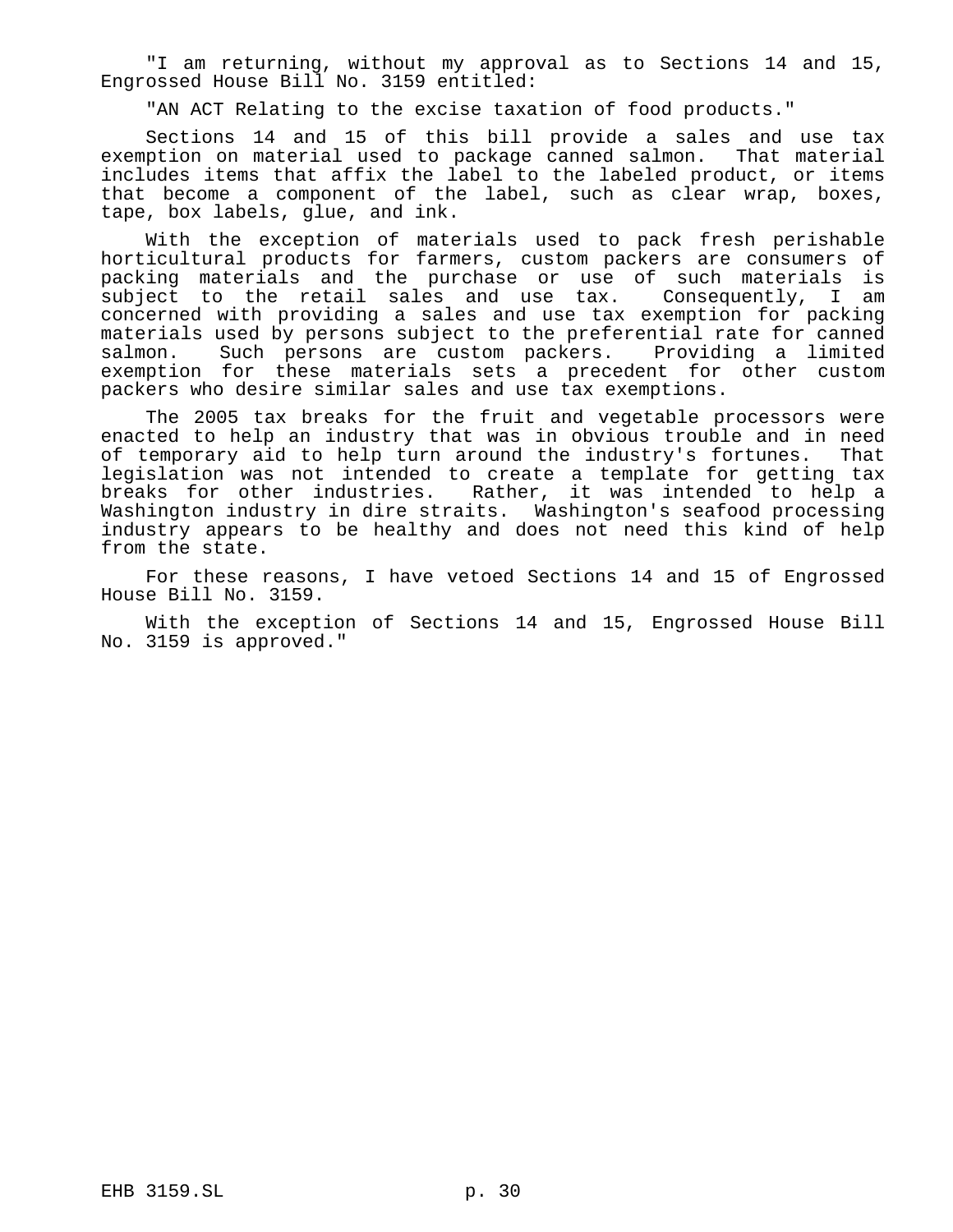"I am returning, without my approval as to Sections 14 and 15, Engrossed House Bill No. 3159 entitled:

"AN ACT Relating to the excise taxation of food products."

Sections 14 and 15 of this bill provide a sales and use tax exemption on material used to package canned salmon. That material includes items that affix the label to the labeled product, or items that become a component of the label, such as clear wrap, boxes, tape, box labels, glue, and ink.

With the exception of materials used to pack fresh perishable horticultural products for farmers, custom packers are consumers of packing materials and the purchase or use of such materials is subject to the retail sales and use tax. Consequently, I am concerned with providing a sales and use tax exemption for packing materials used by persons subject to the preferential rate for canned salmon. Such persons are custom packers. Providing a limited exemption for these materials sets a precedent for other custom packers who desire similar sales and use tax exemptions.

The 2005 tax breaks for the fruit and vegetable processors were enacted to help an industry that was in obvious trouble and in need of temporary aid to help turn around the industry's fortunes. That legislation was not intended to create a template for getting tax breaks for other industries. Rather, it was intended to help a Washington industry in dire straits. Washington's seafood processing industry appears to be healthy and does not need this kind of help from the state.

For these reasons, I have vetoed Sections 14 and 15 of Engrossed House Bill No. 3159.

With the exception of Sections 14 and 15, Engrossed House Bill No. 3159 is approved."